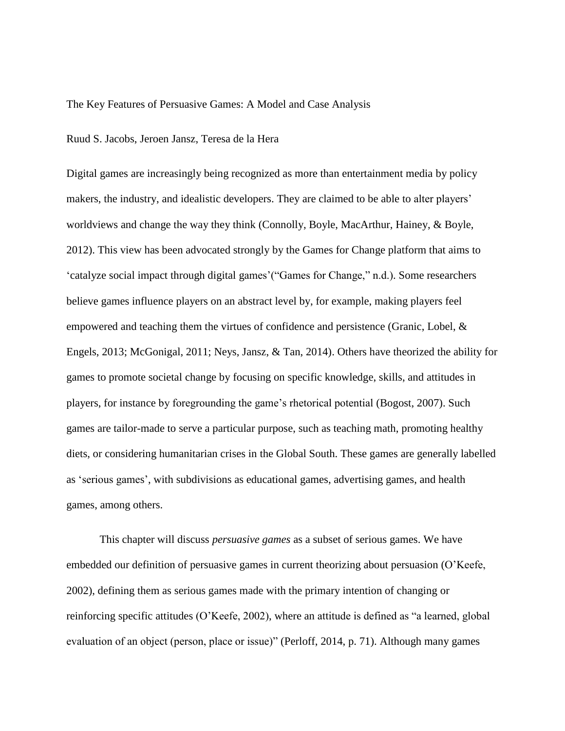# The Key Features of Persuasive Games: A Model and Case Analysis

Ruud S. Jacobs, Jeroen Jansz, Teresa de la Hera

Digital games are increasingly being recognized as more than entertainment media by policy makers, the industry, and idealistic developers. They are claimed to be able to alter players' worldviews and change the way they think (Connolly, Boyle, MacArthur, Hainey, & Boyle, 2012). This view has been advocated strongly by the Games for Change platform that aims to 'catalyze social impact through digital games'("Games for Change," n.d.). Some researchers believe games influence players on an abstract level by, for example, making players feel empowered and teaching them the virtues of confidence and persistence (Granic, Lobel, & Engels, 2013; McGonigal, 2011; Neys, Jansz, & Tan, 2014). Others have theorized the ability for games to promote societal change by focusing on specific knowledge, skills, and attitudes in players, for instance by foregrounding the game's rhetorical potential (Bogost, 2007). Such games are tailor-made to serve a particular purpose, such as teaching math, promoting healthy diets, or considering humanitarian crises in the Global South. These games are generally labelled as 'serious games', with subdivisions as educational games, advertising games, and health games, among others.

This chapter will discuss *persuasive games* as a subset of serious games. We have embedded our definition of persuasive games in current theorizing about persuasion (O'Keefe, 2002), defining them as serious games made with the primary intention of changing or reinforcing specific attitudes (O'Keefe, 2002), where an attitude is defined as "a learned, global evaluation of an object (person, place or issue)" (Perloff, 2014, p. 71). Although many games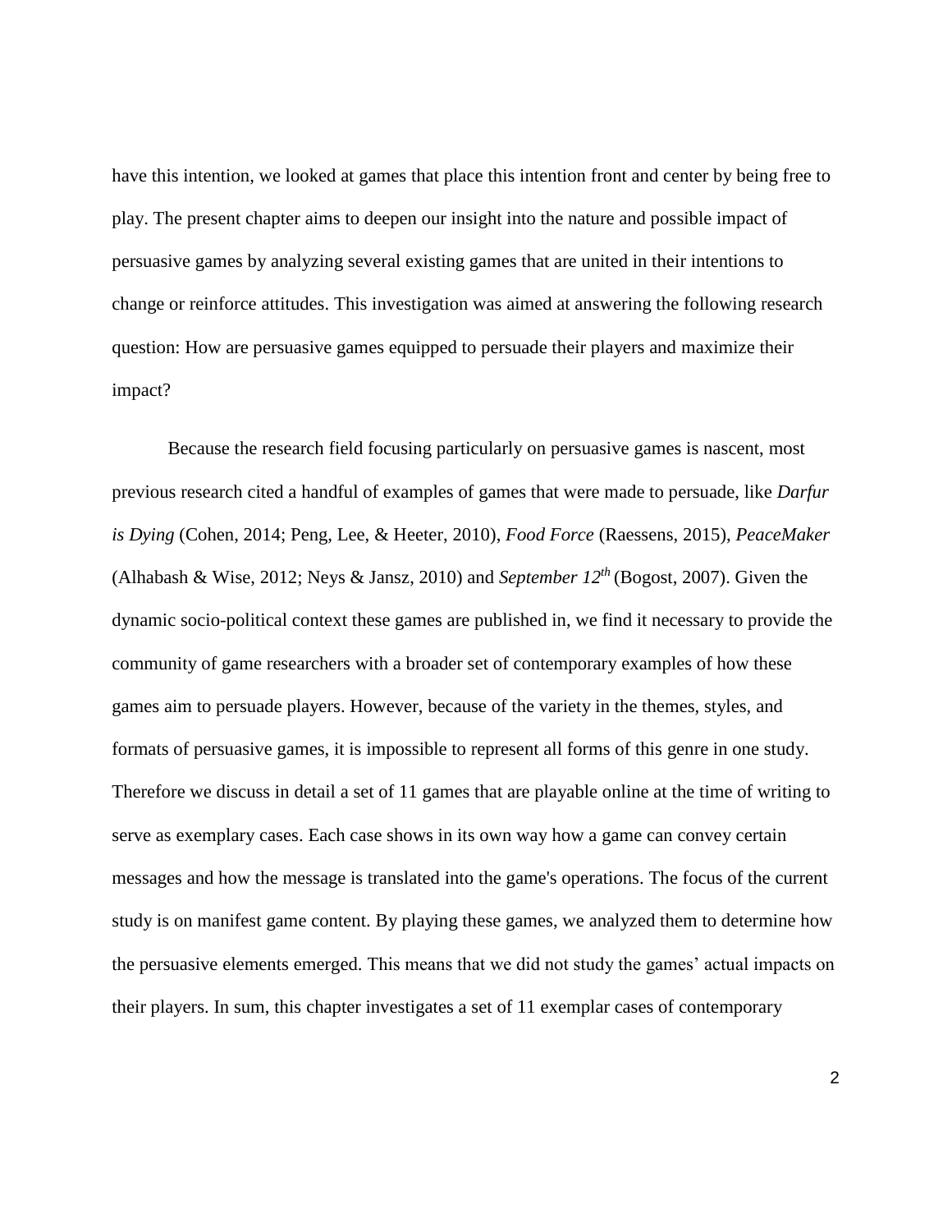have this intention, we looked at games that place this intention front and center by being free to play. The present chapter aims to deepen our insight into the nature and possible impact of persuasive games by analyzing several existing games that are united in their intentions to change or reinforce attitudes. This investigation was aimed at answering the following research question: How are persuasive games equipped to persuade their players and maximize their impact?

Because the research field focusing particularly on persuasive games is nascent, most previous research cited a handful of examples of games that were made to persuade, like *Darfur is Dying* (Cohen, 2014; Peng, Lee, & Heeter, 2010), *Food Force* (Raessens, 2015), *PeaceMaker* (Alhabash & Wise, 2012; Neys & Jansz, 2010) and *September 12th* (Bogost, 2007). Given the dynamic socio-political context these games are published in, we find it necessary to provide the community of game researchers with a broader set of contemporary examples of how these games aim to persuade players. However, because of the variety in the themes, styles, and formats of persuasive games, it is impossible to represent all forms of this genre in one study. Therefore we discuss in detail a set of 11 games that are playable online at the time of writing to serve as exemplary cases. Each case shows in its own way how a game can convey certain messages and how the message is translated into the game's operations. The focus of the current study is on manifest game content. By playing these games, we analyzed them to determine how the persuasive elements emerged. This means that we did not study the games' actual impacts on their players. In sum, this chapter investigates a set of 11 exemplar cases of contemporary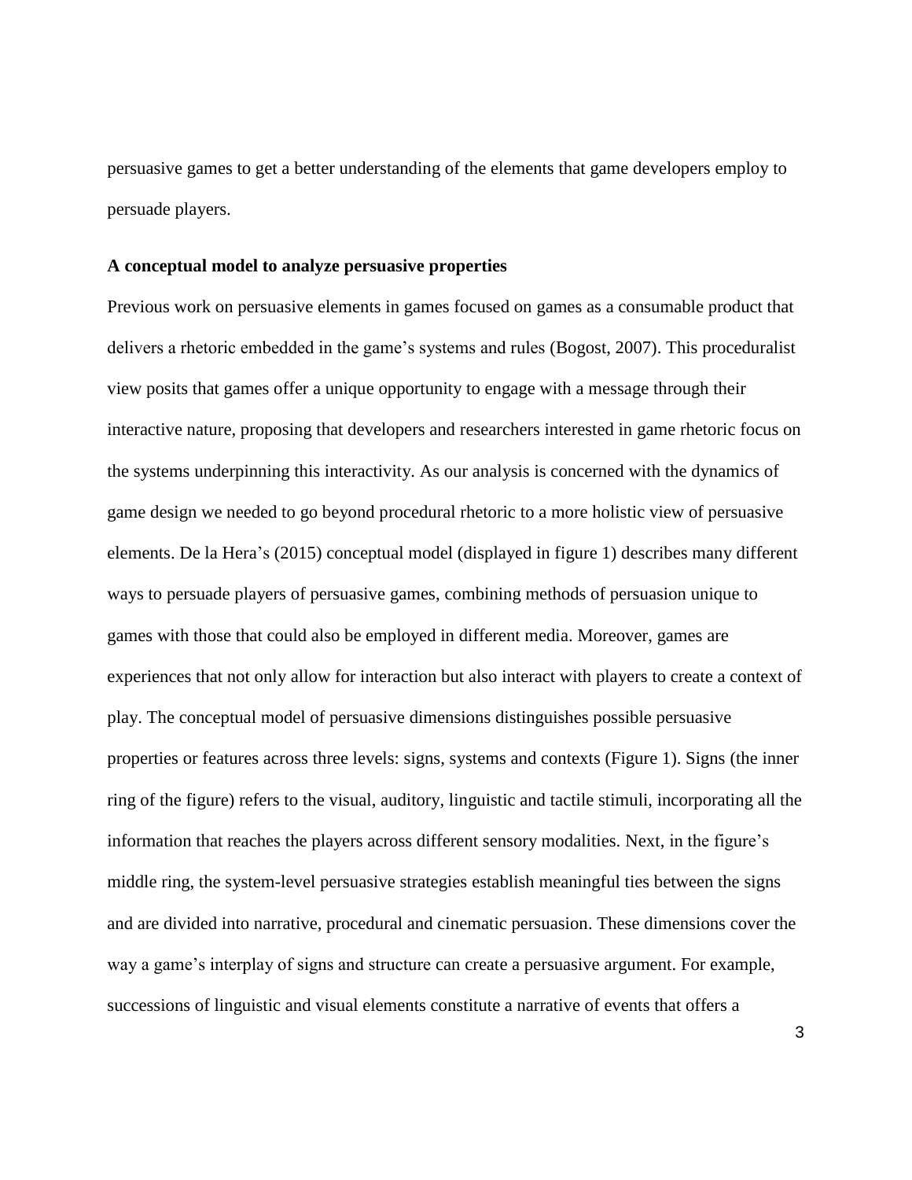persuasive games to get a better understanding of the elements that game developers employ to persuade players.

**A conceptual model to analyze persuasive properties**

Previous work on persuasive elements in games focused on games as a consumable product that delivers a rhetoric embedded in the game's systems and rules (Bogost, 2007). This proceduralist view posits that games offer a unique opportunity to engage with a message through their interactive nature, proposing that developers and researchers interested in game rhetoric focus on the systems underpinning this interactivity. As our analysis is concerned with the dynamics of game design we needed to go beyond procedural rhetoric to a more holistic view of persuasive elements. De la Hera's (2015) conceptual model (displayed in figure 1) describes many different ways to persuade players of persuasive games, combining methods of persuasion unique to games with those that could also be employed in different media. Moreover, games are experiences that not only allow for interaction but also interact with players to create a context of play. The conceptual model of persuasive dimensions distinguishes possible persuasive properties or features across three levels: signs, systems and contexts (Figure 1). Signs (the inner ring of the figure) refers to the visual, auditory, linguistic and tactile stimuli, incorporating all the information that reaches the players across different sensory modalities. Next, in the figure's middle ring, the system-level persuasive strategies establish meaningful ties between the signs and are divided into narrative, procedural and cinematic persuasion. These dimensions cover the way a game's interplay of signs and structure can create a persuasive argument. For example, successions of linguistic and visual elements constitute a narrative of events that offers a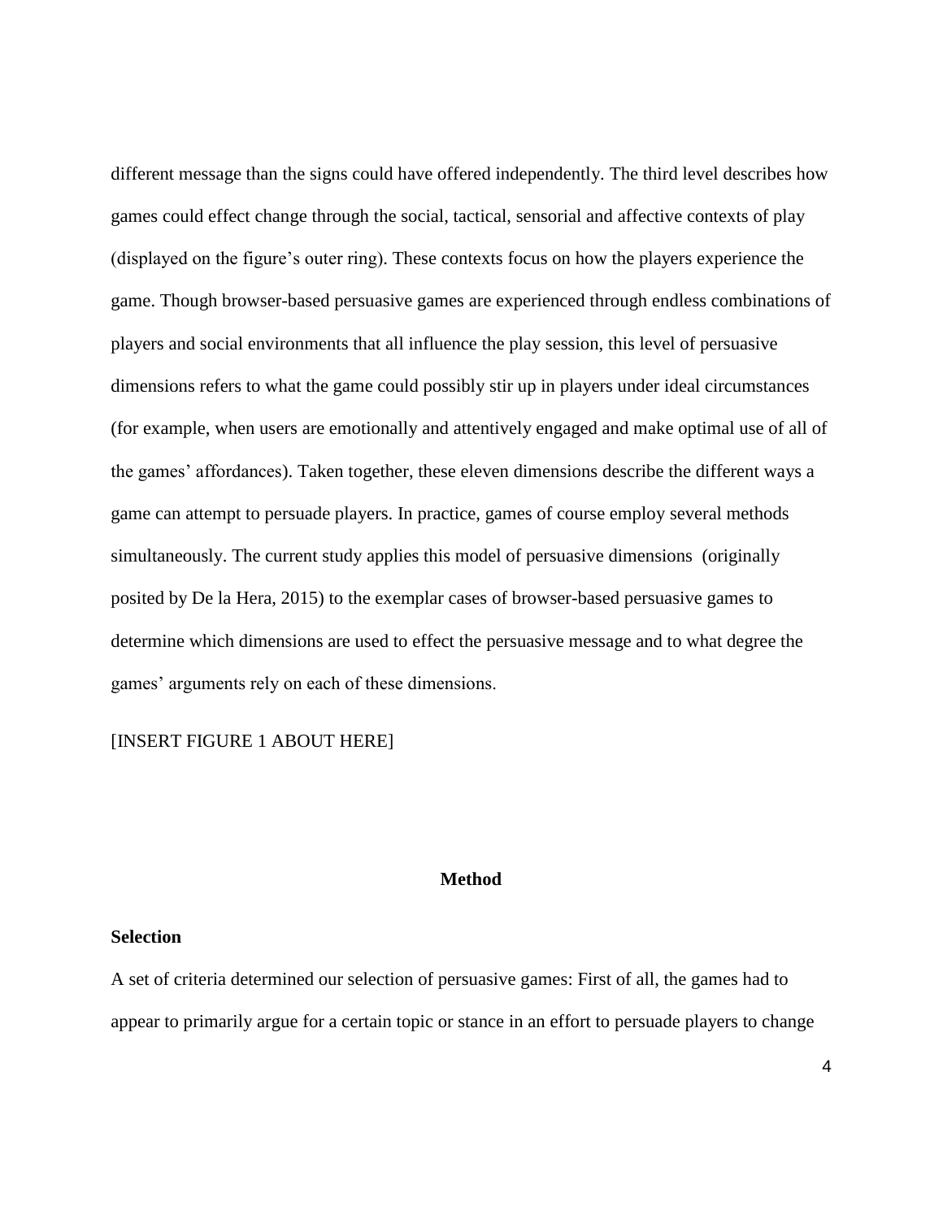different message than the signs could have offered independently. The third level describes how games could effect change through the social, tactical, sensorial and affective contexts of play (displayed on the figure's outer ring). These contexts focus on how the players experience the game. Though browser-based persuasive games are experienced through endless combinations of players and social environments that all influence the play session, this level of persuasive dimensions refers to what the game could possibly stir up in players under ideal circumstances (for example, when users are emotionally and attentively engaged and make optimal use of all of the games' affordances). Taken together, these eleven dimensions describe the different ways a game can attempt to persuade players. In practice, games of course employ several methods simultaneously. The current study applies this model of persuasive dimensions (originally posited by De la Hera, 2015) to the exemplar cases of browser-based persuasive games to determine which dimensions are used to effect the persuasive message and to what degree the games' arguments rely on each of these dimensions.

[INSERT FIGURE 1 ABOUT HERE]

## Method

### Selection

A set of criteria determined our selection of persuasive games: First of all, the games had to appear to primarily argue for a certain topic or stance in an effort to persuade players to change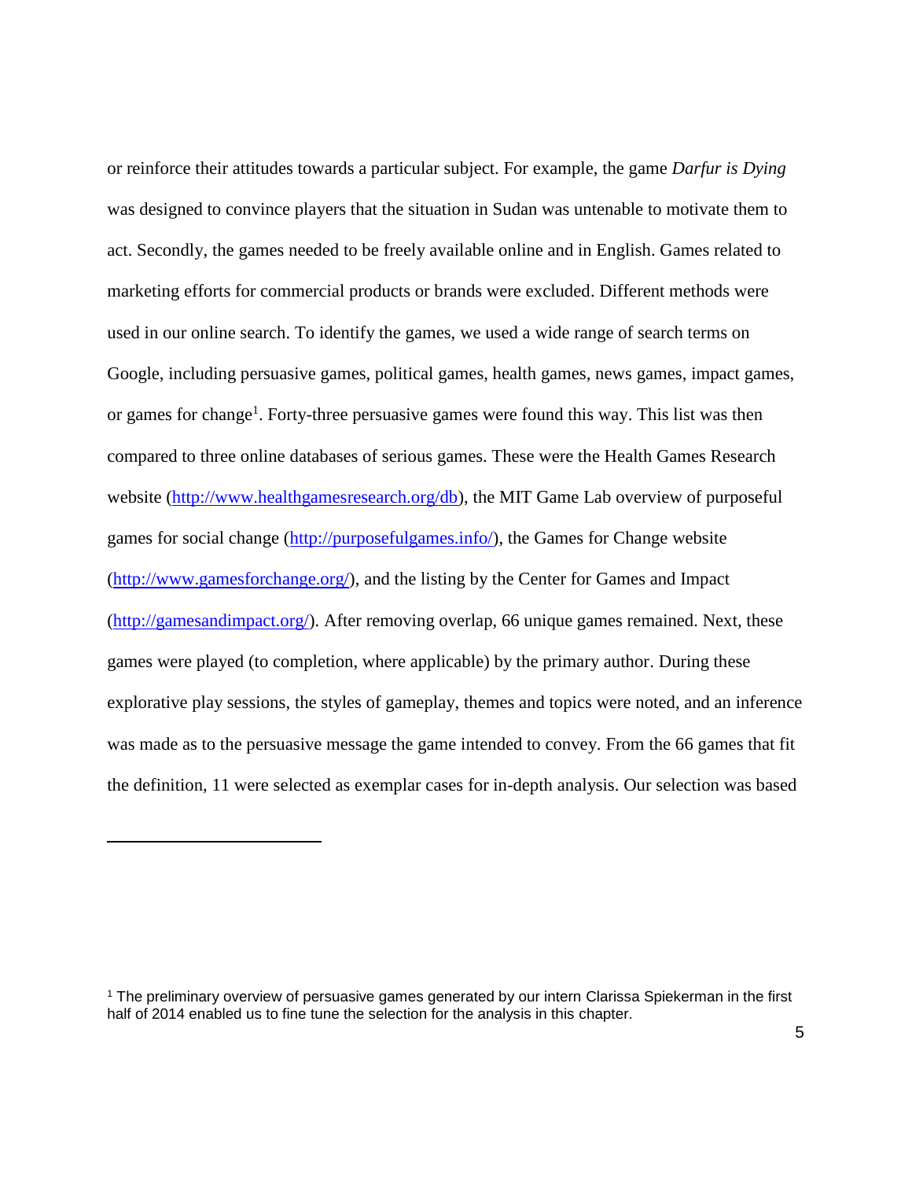or reinforce their attitudes towards a particular subject. For example, the game *Darfur is Dying* was designed to convince players that the situation in Sudan was untenable to motivate them to act. Secondly, the games needed to be freely available online and in English. Games related to marketing efforts for commercial products or brands were excluded. Different methods were used in our online search. To identify the games, we used a wide range of search terms on Google, including persuasive games, political games, health games, news games, impact games, or games for change[1]. Forty-three persuasive games were found this way. This list was then compared to three online databases of serious games. These were the Health Games Research website ([http://www.healthgamesresearch.org/db](http://www.healthgamesresearch.org/db)), the MIT Game Lab overview of purposeful games for social change ([http://purposefulgames.info/](http://purposefulgames.info/)), the Games for Change website ([http://www.gamesforchange.org/](http://www.gamesforchange.org/)), and the listing by the Center for Games and Impact ([http://gamesandimpact.org/](http://gamesandimpact.org/)). After removing overlap, 66 unique games remained. Next, these games were played (to completion, where applicable) by the primary author. During these explorative play sessions, the styles of gameplay, themes and topics were noted, and an inference was made as to the persuasive message the game intended to convey. From the 66 games that fit the definition, 11 were selected as exemplar cases for in-depth analysis. Our selection was based

---

[1] The preliminary overview of persuasive games generated by our intern Clarissa Spiekerman in the first half of 2014 enabled us to fine tune the selection for the analysis in this chapter.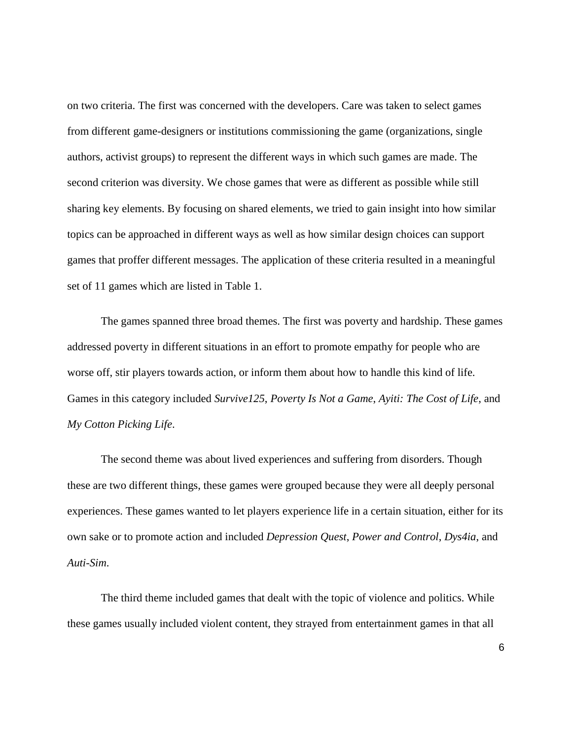on two criteria. The first was concerned with the developers. Care was taken to select games from different game-designers or institutions commissioning the game (organizations, single authors, activist groups) to represent the different ways in which such games are made. The second criterion was diversity. We chose games that were as different as possible while still sharing key elements. By focusing on shared elements, we tried to gain insight into how similar topics can be approached in different ways as well as how similar design choices can support games that proffer different messages. The application of these criteria resulted in a meaningful set of 11 games which are listed in Table 1.

The games spanned three broad themes. The first was poverty and hardship. These games addressed poverty in different situations in an effort to promote empathy for people who are worse off, stir players towards action, or inform them about how to handle this kind of life. Games in this category included *Survive125*, *Poverty Is Not a Game*, *Ayiti: The Cost of Life*, and *My Cotton Picking Life*.

The second theme was about lived experiences and suffering from disorders. Though these are two different things, these games were grouped because they were all deeply personal experiences. These games wanted to let players experience life in a certain situation, either for its own sake or to promote action and included *Depression Quest*, *Power and Control*, *Dys4ia*, and *Auti-Sim*.

The third theme included games that dealt with the topic of violence and politics. While these games usually included violent content, they strayed from entertainment games in that all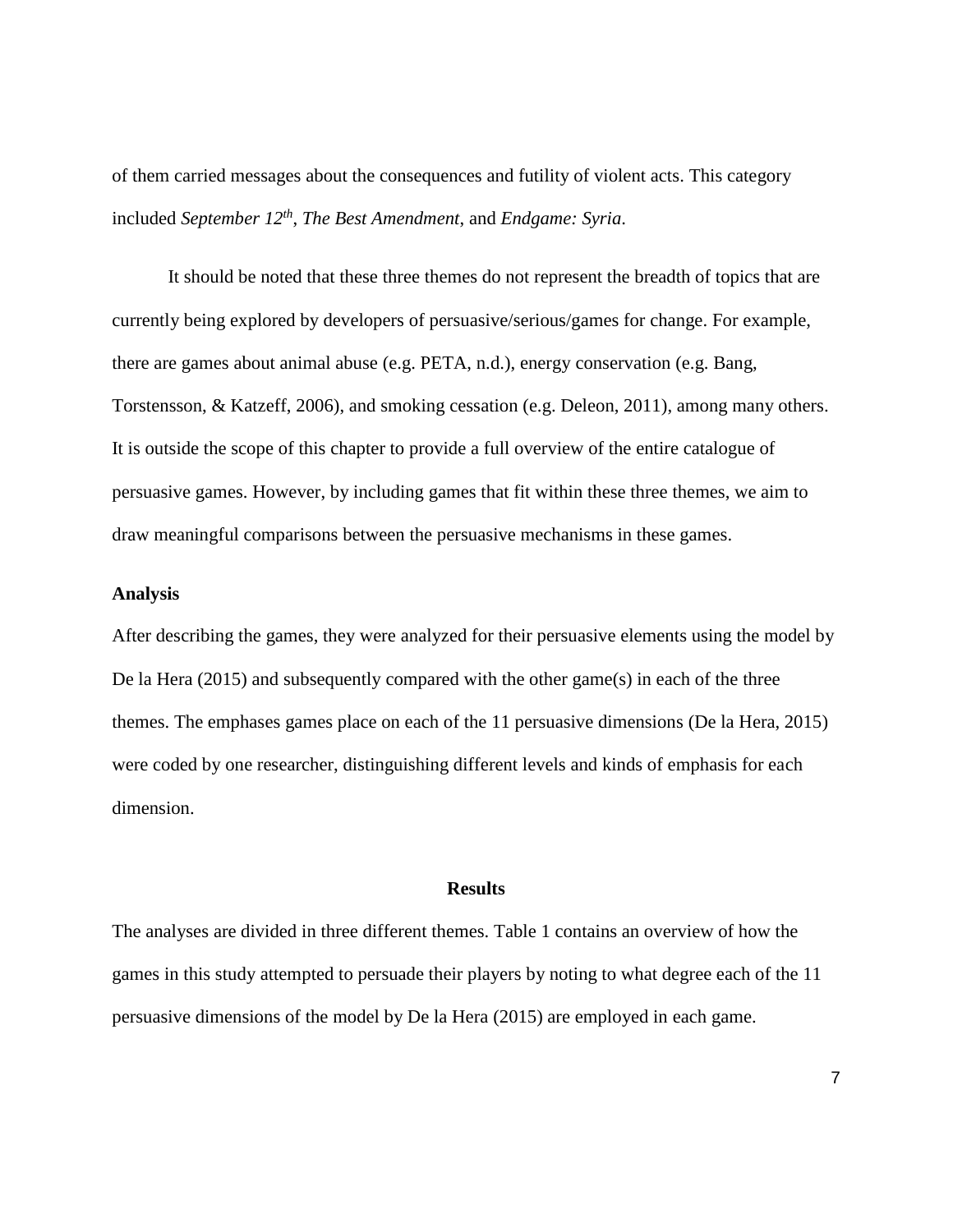of them carried messages about the consequences and futility of violent acts. This category included *September 12th*, *The Best Amendment*, and *Endgame: Syria*.

It should be noted that these three themes do not represent the breadth of topics that are currently being explored by developers of persuasive/serious/games for change. For example, there are games about animal abuse (e.g. PETA, n.d.), energy conservation (e.g. Bang, Torstensson, & Katzeff, 2006), and smoking cessation (e.g. Deleon, 2011), among many others. It is outside the scope of this chapter to provide a full overview of the entire catalogue of persuasive games. However, by including games that fit within these three themes, we aim to draw meaningful comparisons between the persuasive mechanisms in these games.

**Analysis**

After describing the games, they were analyzed for their persuasive elements using the model by De la Hera (2015) and subsequently compared with the other game(s) in each of the three themes. The emphases games place on each of the 11 persuasive dimensions (De la Hera, 2015) were coded by one researcher, distinguishing different levels and kinds of emphasis for each dimension.

## Results

The analyses are divided in three different themes. Table 1 contains an overview of how the games in this study attempted to persuade their players by noting to what degree each of the 11 persuasive dimensions of the model by De la Hera (2015) are employed in each game.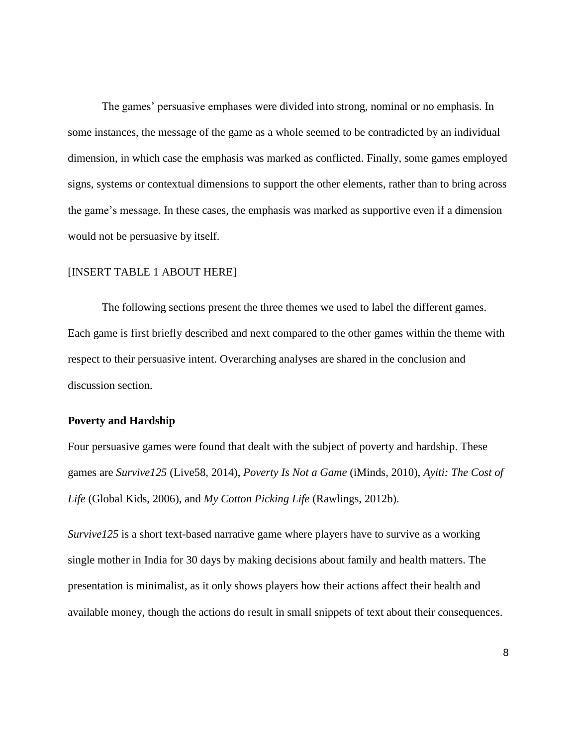The games' persuasive emphases were divided into strong, nominal or no emphasis. In some instances, the message of the game as a whole seemed to be contradicted by an individual dimension, in which case the emphasis was marked as conflicted. Finally, some games employed signs, systems or contextual dimensions to support the other elements, rather than to bring across the game's message. In these cases, the emphasis was marked as supportive even if a dimension would not be persuasive by itself.

[INSERT TABLE 1 ABOUT HERE]

The following sections present the three themes we used to label the different games. Each game is first briefly described and next compared to the other games within the theme with respect to their persuasive intent. Overarching analyses are shared in the conclusion and discussion section.

### Poverty and Hardship

Four persuasive games were found that dealt with the subject of poverty and hardship. These games are *Survive125* (Live58, 2014), *Poverty Is Not a Game* (iMinds, 2010), *Ayiti: The Cost of Life* (Global Kids, 2006), and *My Cotton Picking Life* (Rawlings, 2012b).

*Survive125* is a short text-based narrative game where players have to survive as a working single mother in India for 30 days by making decisions about family and health matters. The presentation is minimalist, as it only shows players how their actions affect their health and available money, though the actions do result in small snippets of text about their consequences.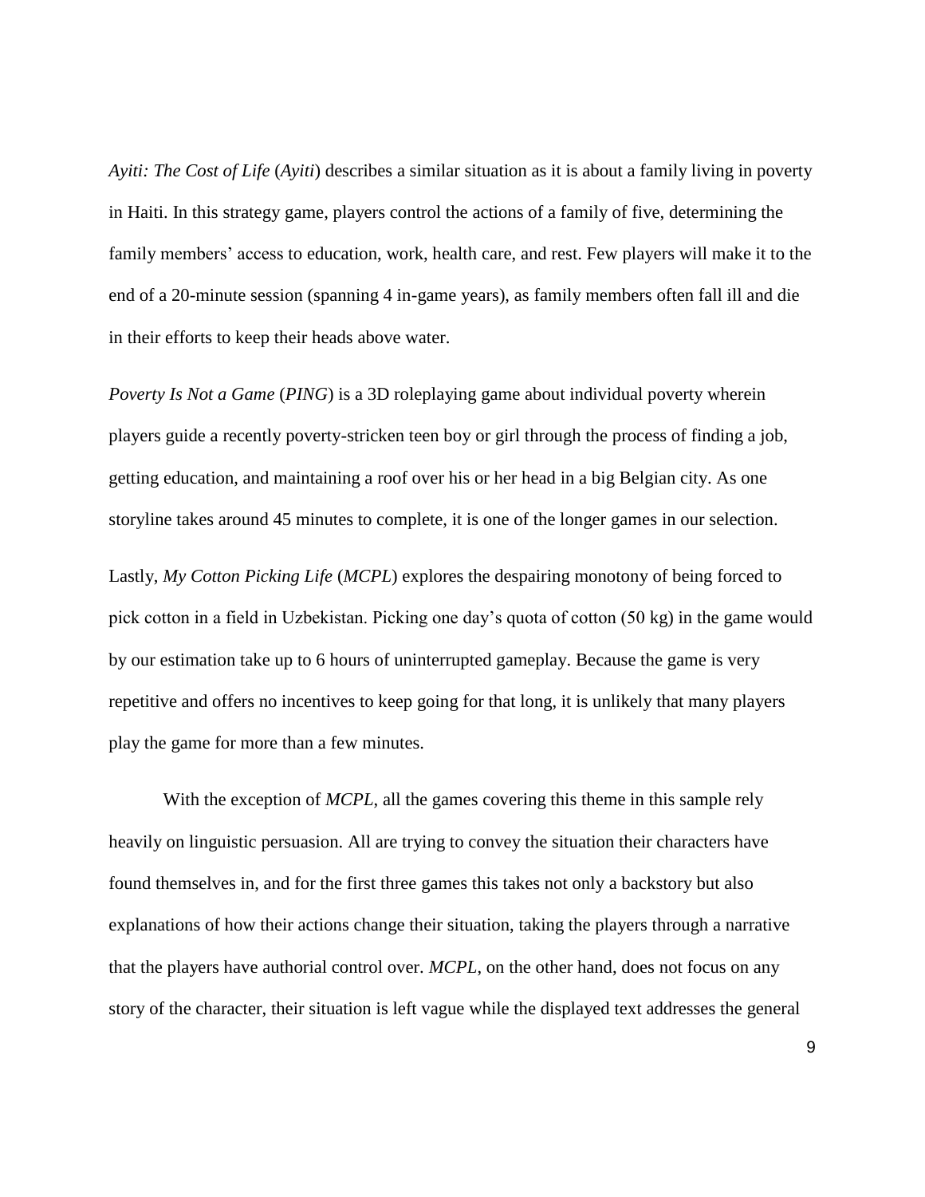*Ayiti: The Cost of Life* (*Ayiti*) describes a similar situation as it is about a family living in poverty in Haiti. In this strategy game, players control the actions of a family of five, determining the family members' access to education, work, health care, and rest. Few players will make it to the end of a 20-minute session (spanning 4 in-game years), as family members often fall ill and die in their efforts to keep their heads above water.

*Poverty Is Not a Game* (*PING*) is a 3D roleplaying game about individual poverty wherein players guide a recently poverty-stricken teen boy or girl through the process of finding a job, getting education, and maintaining a roof over his or her head in a big Belgian city. As one storyline takes around 45 minutes to complete, it is one of the longer games in our selection.

Lastly, *My Cotton Picking Life* (*MCPL*) explores the despairing monotony of being forced to pick cotton in a field in Uzbekistan. Picking one day's quota of cotton (50 kg) in the game would by our estimation take up to 6 hours of uninterrupted gameplay. Because the game is very repetitive and offers no incentives to keep going for that long, it is unlikely that many players play the game for more than a few minutes.

With the exception of *MCPL*, all the games covering this theme in this sample rely heavily on linguistic persuasion. All are trying to convey the situation their characters have found themselves in, and for the first three games this takes not only a backstory but also explanations of how their actions change their situation, taking the players through a narrative that the players have authorial control over. *MCPL*, on the other hand, does not focus on any story of the character, their situation is left vague while the displayed text addresses the general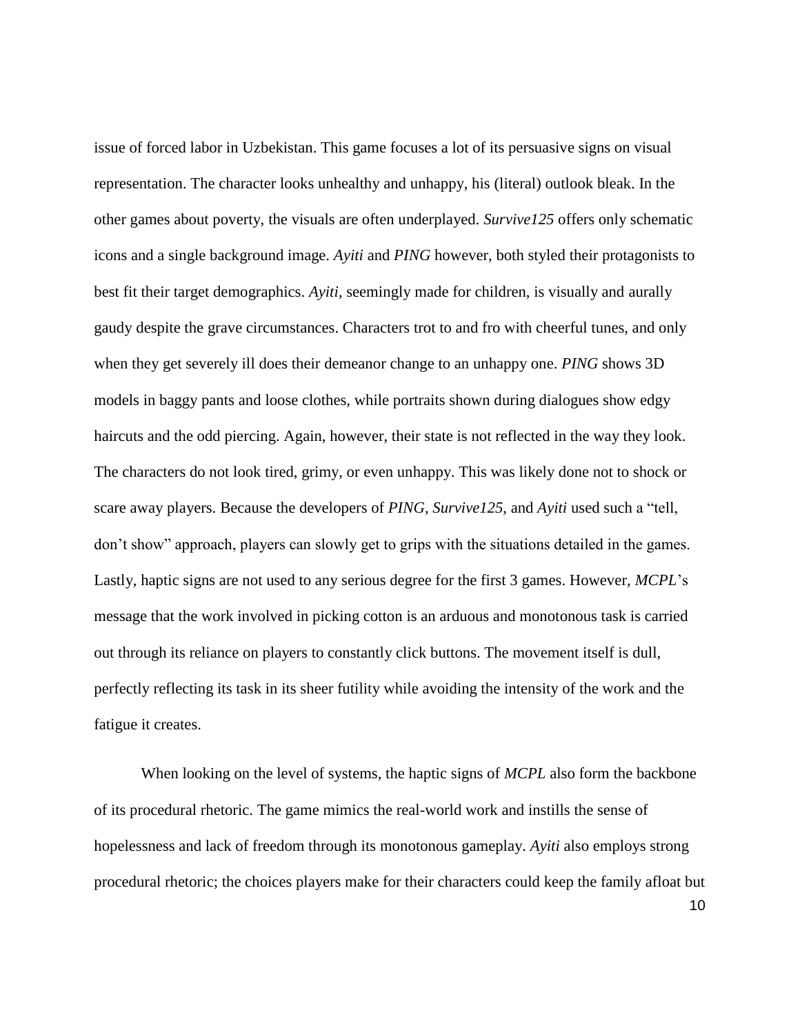issue of forced labor in Uzbekistan. This game focuses a lot of its persuasive signs on visual representation. The character looks unhealthy and unhappy, his (literal) outlook bleak. In the other games about poverty, the visuals are often underplayed. *Survive125* offers only schematic icons and a single background image. *Ayiti* and *PING* however, both styled their protagonists to best fit their target demographics. *Ayiti*, seemingly made for children, is visually and aurally gaudy despite the grave circumstances. Characters trot to and fro with cheerful tunes, and only when they get severely ill does their demeanor change to an unhappy one. *PING* shows 3D models in baggy pants and loose clothes, while portraits shown during dialogues show edgy haircuts and the odd piercing. Again, however, their state is not reflected in the way they look. The characters do not look tired, grimy, or even unhappy. This was likely done not to shock or scare away players. Because the developers of *PING*, *Survive125*, and *Ayiti* used such a "tell, don't show" approach, players can slowly get to grips with the situations detailed in the games. Lastly, haptic signs are not used to any serious degree for the first 3 games. However, *MCPL*'s message that the work involved in picking cotton is an arduous and monotonous task is carried out through its reliance on players to constantly click buttons. The movement itself is dull, perfectly reflecting its task in its sheer futility while avoiding the intensity of the work and the fatigue it creates.

When looking on the level of systems, the haptic signs of *MCPL* also form the backbone of its procedural rhetoric. The game mimics the real-world work and instills the sense of hopelessness and lack of freedom through its monotonous gameplay. *Ayiti* also employs strong procedural rhetoric; the choices players make for their characters could keep the family afloat but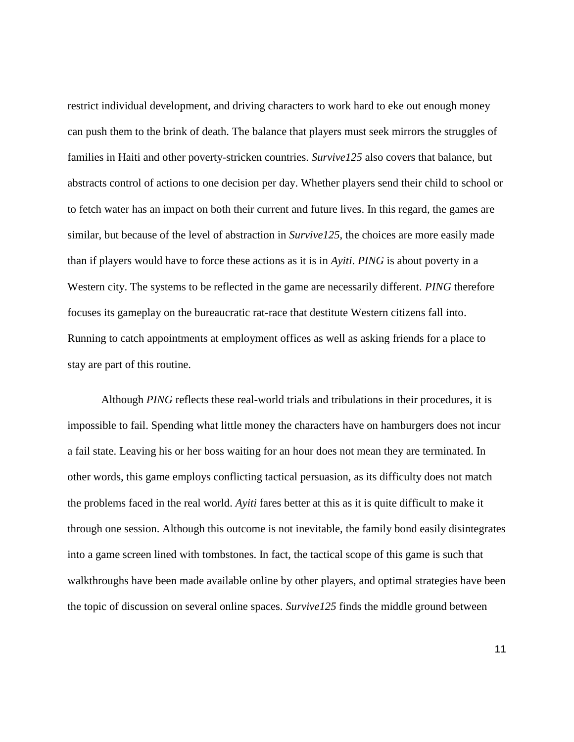restrict individual development, and driving characters to work hard to eke out enough money can push them to the brink of death. The balance that players must seek mirrors the struggles of families in Haiti and other poverty-stricken countries. *Survive125* also covers that balance, but abstracts control of actions to one decision per day. Whether players send their child to school or to fetch water has an impact on both their current and future lives. In this regard, the games are similar, but because of the level of abstraction in *Survive125*, the choices are more easily made than if players would have to force these actions as it is in *Ayiti*. *PING* is about poverty in a Western city. The systems to be reflected in the game are necessarily different. *PING* therefore focuses its gameplay on the bureaucratic rat-race that destitute Western citizens fall into. Running to catch appointments at employment offices as well as asking friends for a place to stay are part of this routine.

Although *PING* reflects these real-world trials and tribulations in their procedures, it is impossible to fail. Spending what little money the characters have on hamburgers does not incur a fail state. Leaving his or her boss waiting for an hour does not mean they are terminated. In other words, this game employs conflicting tactical persuasion, as its difficulty does not match the problems faced in the real world. *Ayiti* fares better at this as it is quite difficult to make it through one session. Although this outcome is not inevitable, the family bond easily disintegrates into a game screen lined with tombstones. In fact, the tactical scope of this game is such that walkthroughs have been made available online by other players, and optimal strategies have been the topic of discussion on several online spaces. *Survive125* finds the middle ground between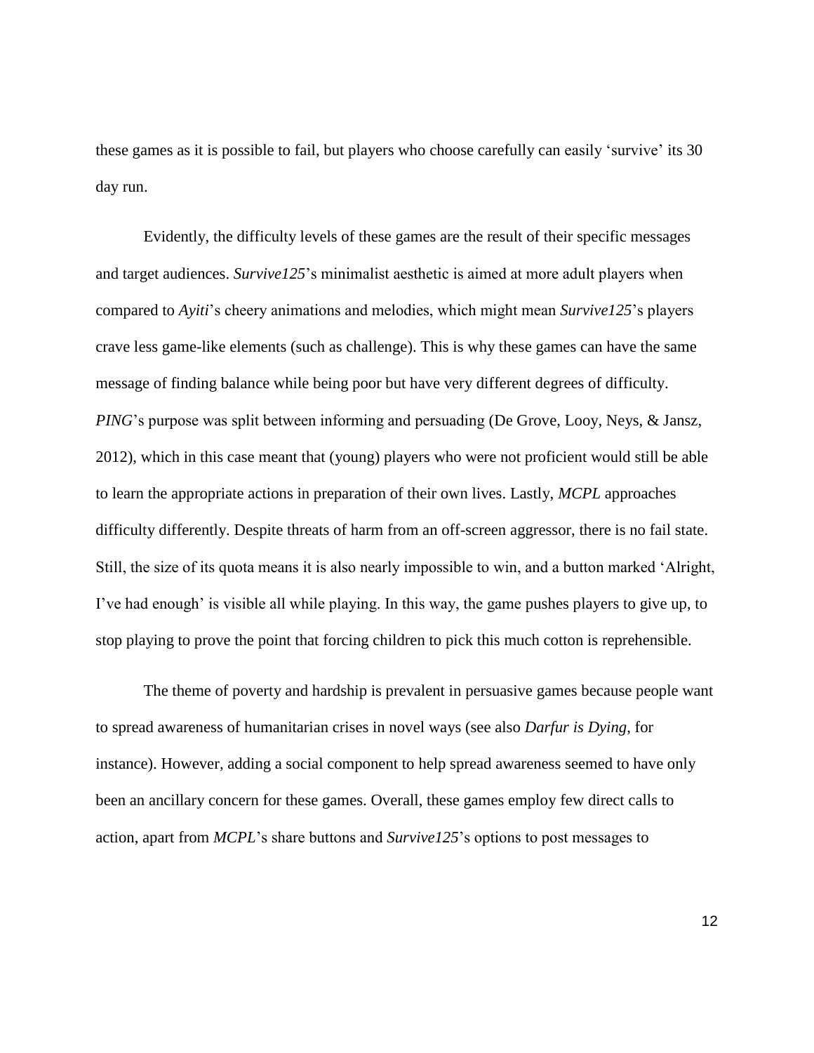these games as it is possible to fail, but players who choose carefully can easily 'survive' its 30 day run.

Evidently, the difficulty levels of these games are the result of their specific messages and target audiences. *Survive125*'s minimalist aesthetic is aimed at more adult players when compared to *Ayiti*'s cheery animations and melodies, which might mean *Survive125*'s players crave less game-like elements (such as challenge). This is why these games can have the same message of finding balance while being poor but have very different degrees of difficulty. *PING*'s purpose was split between informing and persuading (De Grove, Looy, Neys, & Jansz, 2012), which in this case meant that (young) players who were not proficient would still be able to learn the appropriate actions in preparation of their own lives. Lastly, *MCPL* approaches difficulty differently. Despite threats of harm from an off-screen aggressor, there is no fail state. Still, the size of its quota means it is also nearly impossible to win, and a button marked 'Alright, I've had enough' is visible all while playing. In this way, the game pushes players to give up, to stop playing to prove the point that forcing children to pick this much cotton is reprehensible.

The theme of poverty and hardship is prevalent in persuasive games because people want to spread awareness of humanitarian crises in novel ways (see also *Darfur is Dying*, for instance). However, adding a social component to help spread awareness seemed to have only been an ancillary concern for these games. Overall, these games employ few direct calls to action, apart from *MCPL*'s share buttons and *Survive125*'s options to post messages to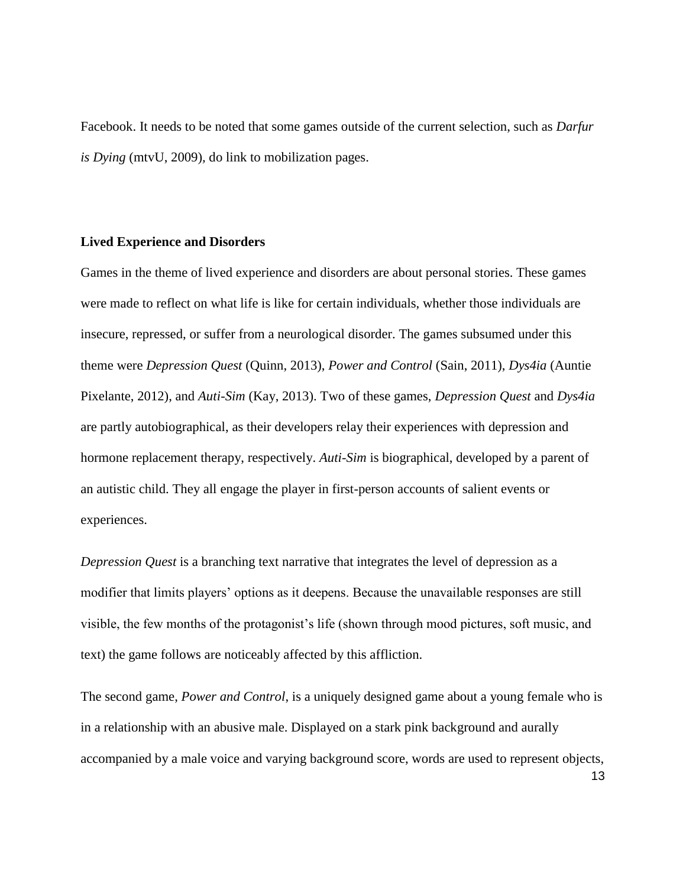Facebook. It needs to be noted that some games outside of the current selection, such as *Darfur is Dying* (mtvU, 2009), do link to mobilization pages.

### Lived Experience and Disorders

Games in the theme of lived experience and disorders are about personal stories. These games were made to reflect on what life is like for certain individuals, whether those individuals are insecure, repressed, or suffer from a neurological disorder. The games subsumed under this theme were *Depression Quest* (Quinn, 2013), *Power and Control* (Sain, 2011), *Dys4ia* (Auntie Pixelante, 2012), and *Auti-Sim* (Kay, 2013). Two of these games, *Depression Quest* and *Dys4ia* are partly autobiographical, as their developers relay their experiences with depression and hormone replacement therapy, respectively. *Auti-Sim* is biographical, developed by a parent of an autistic child. They all engage the player in first-person accounts of salient events or experiences.

*Depression Quest* is a branching text narrative that integrates the level of depression as a modifier that limits players' options as it deepens. Because the unavailable responses are still visible, the few months of the protagonist's life (shown through mood pictures, soft music, and text) the game follows are noticeably affected by this affliction.

The second game, *Power and Control*, is a uniquely designed game about a young female who is in a relationship with an abusive male. Displayed on a stark pink background and aurally accompanied by a male voice and varying background score, words are used to represent objects,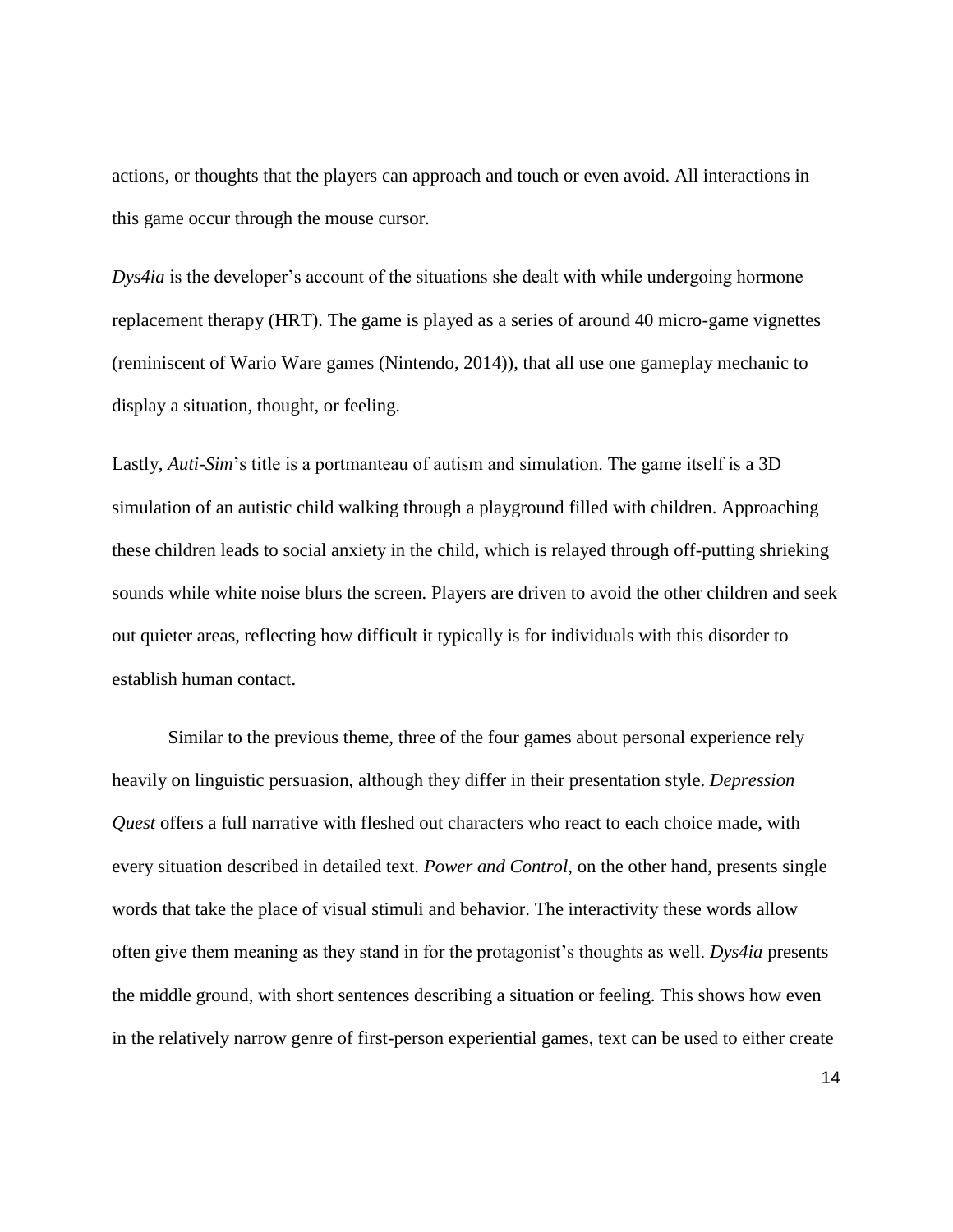actions, or thoughts that the players can approach and touch or even avoid. All interactions in this game occur through the mouse cursor.

*Dys4ia* is the developer's account of the situations she dealt with while undergoing hormone replacement therapy (HRT). The game is played as a series of around 40 micro-game vignettes (reminiscent of Wario Ware games (Nintendo, 2014)), that all use one gameplay mechanic to display a situation, thought, or feeling.

Lastly, *Auti-Sim*'s title is a portmanteau of autism and simulation. The game itself is a 3D simulation of an autistic child walking through a playground filled with children. Approaching these children leads to social anxiety in the child, which is relayed through off-putting shrieking sounds while white noise blurs the screen. Players are driven to avoid the other children and seek out quieter areas, reflecting how difficult it typically is for individuals with this disorder to establish human contact.

Similar to the previous theme, three of the four games about personal experience rely heavily on linguistic persuasion, although they differ in their presentation style. *Depression Quest* offers a full narrative with fleshed out characters who react to each choice made, with every situation described in detailed text. *Power and Control*, on the other hand, presents single words that take the place of visual stimuli and behavior. The interactivity these words allow often give them meaning as they stand in for the protagonist's thoughts as well. *Dys4ia* presents the middle ground, with short sentences describing a situation or feeling. This shows how even in the relatively narrow genre of first-person experiential games, text can be used to either create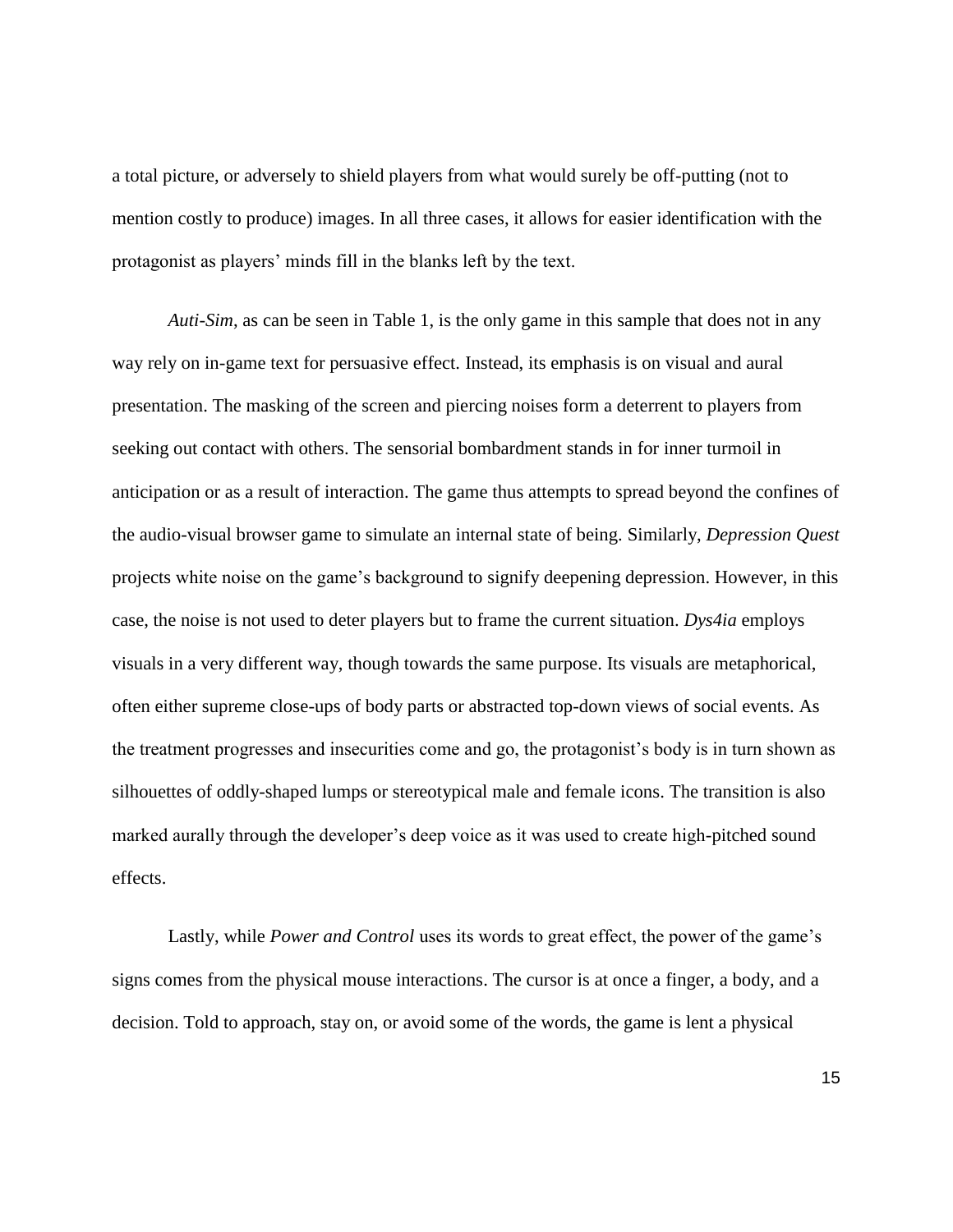a total picture, or adversely to shield players from what would surely be off-putting (not to mention costly to produce) images. In all three cases, it allows for easier identification with the protagonist as players' minds fill in the blanks left by the text.

*Auti-Sim*, as can be seen in Table 1, is the only game in this sample that does not in any way rely on in-game text for persuasive effect. Instead, its emphasis is on visual and aural presentation. The masking of the screen and piercing noises form a deterrent to players from seeking out contact with others. The sensorial bombardment stands in for inner turmoil in anticipation or as a result of interaction. The game thus attempts to spread beyond the confines of the audio-visual browser game to simulate an internal state of being. Similarly, *Depression Quest* projects white noise on the game's background to signify deepening depression. However, in this case, the noise is not used to deter players but to frame the current situation. *Dys4ia* employs visuals in a very different way, though towards the same purpose. Its visuals are metaphorical, often either supreme close-ups of body parts or abstracted top-down views of social events. As the treatment progresses and insecurities come and go, the protagonist's body is in turn shown as silhouettes of oddly-shaped lumps or stereotypical male and female icons. The transition is also marked aurally through the developer's deep voice as it was used to create high-pitched sound effects.

Lastly, while *Power and Control* uses its words to great effect, the power of the game's signs comes from the physical mouse interactions. The cursor is at once a finger, a body, and a decision. Told to approach, stay on, or avoid some of the words, the game is lent a physical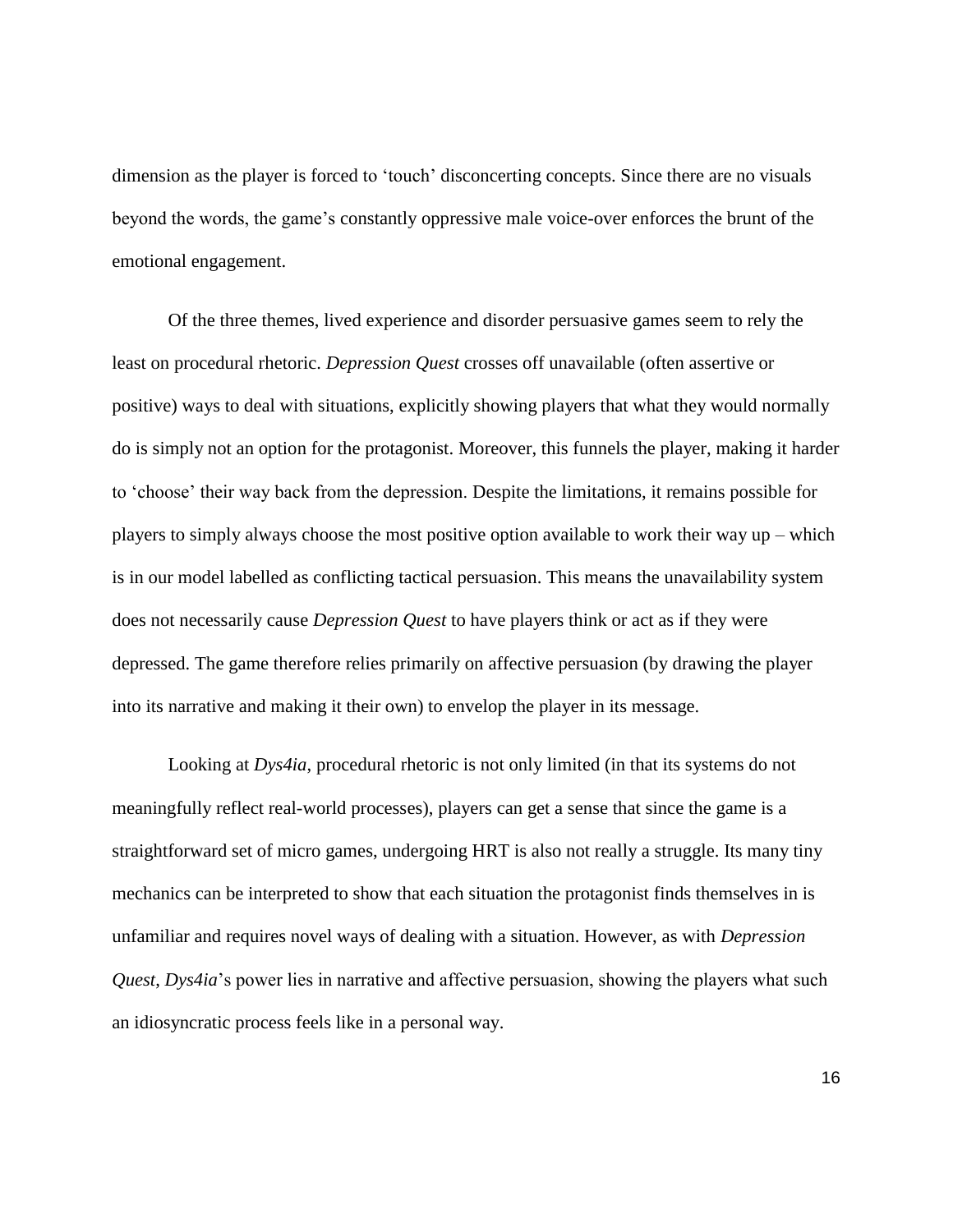dimension as the player is forced to ‘touch’ disconcerting concepts. Since there are no visuals beyond the words, the game’s constantly oppressive male voice-over enforces the brunt of the emotional engagement.

Of the three themes, lived experience and disorder persuasive games seem to rely the least on procedural rhetoric. *Depression Quest* crosses off unavailable (often assertive or positive) ways to deal with situations, explicitly showing players that what they would normally do is simply not an option for the protagonist. Moreover, this funnels the player, making it harder to ‘choose’ their way back from the depression. Despite the limitations, it remains possible for players to simply always choose the most positive option available to work their way up – which is in our model labelled as conflicting tactical persuasion. This means the unavailability system does not necessarily cause *Depression Quest* to have players think or act as if they were depressed. The game therefore relies primarily on affective persuasion (by drawing the player into its narrative and making it their own) to envelop the player in its message.

Looking at *Dys4ia*, procedural rhetoric is not only limited (in that its systems do not meaningfully reflect real-world processes), players can get a sense that since the game is a straightforward set of micro games, undergoing HRT is also not really a struggle. Its many tiny mechanics can be interpreted to show that each situation the protagonist finds themselves in is unfamiliar and requires novel ways of dealing with a situation. However, as with *Depression Quest*, *Dys4ia*’s power lies in narrative and affective persuasion, showing the players what such an idiosyncratic process feels like in a personal way.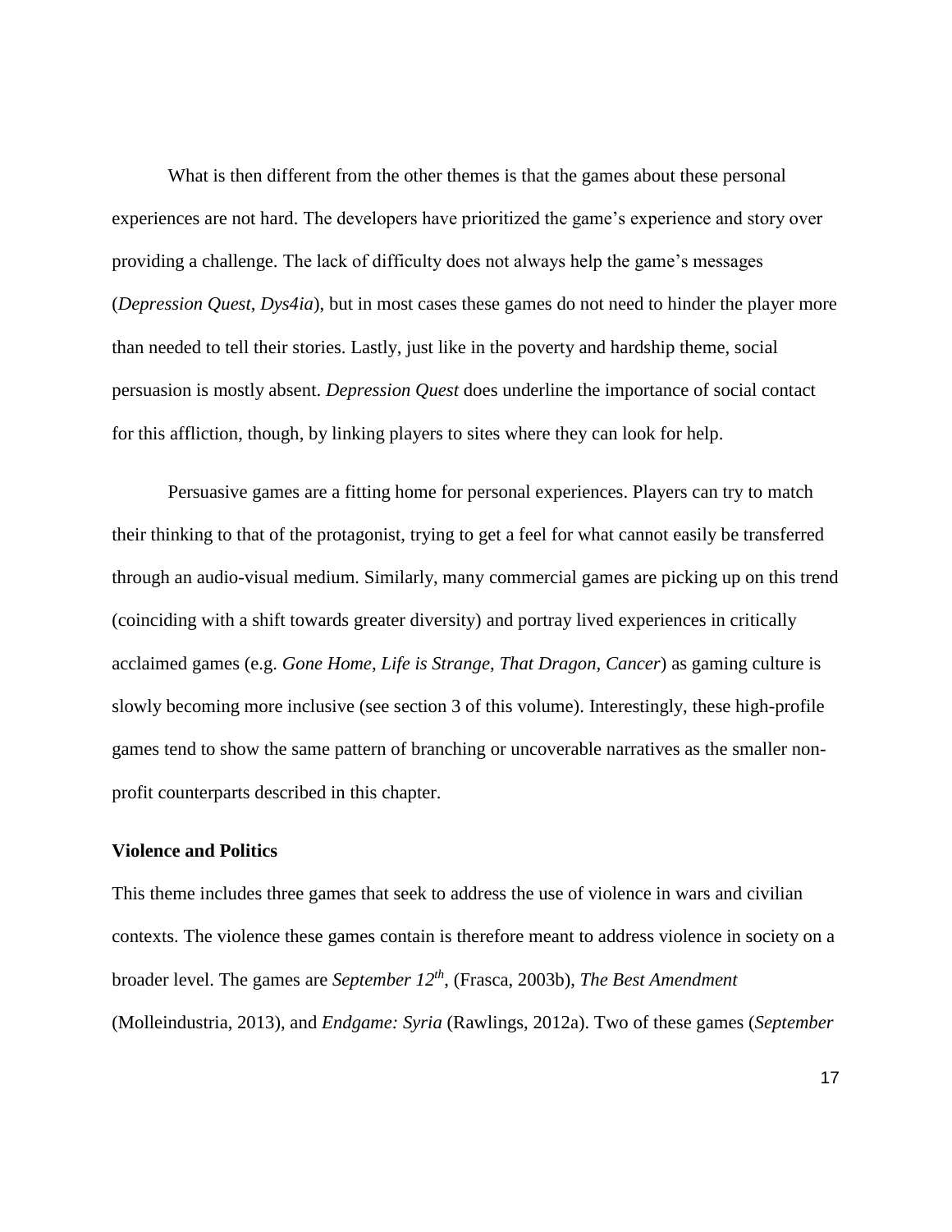What is then different from the other themes is that the games about these personal experiences are not hard. The developers have prioritized the game's experience and story over providing a challenge. The lack of difficulty does not always help the game's messages (*Depression Quest*, *Dys4ia*), but in most cases these games do not need to hinder the player more than needed to tell their stories. Lastly, just like in the poverty and hardship theme, social persuasion is mostly absent. *Depression Quest* does underline the importance of social contact for this affliction, though, by linking players to sites where they can look for help.

Persuasive games are a fitting home for personal experiences. Players can try to match their thinking to that of the protagonist, trying to get a feel for what cannot easily be transferred through an audio-visual medium. Similarly, many commercial games are picking up on this trend (coinciding with a shift towards greater diversity) and portray lived experiences in critically acclaimed games (e.g. *Gone Home*, *Life is Strange*, *That Dragon, Cancer*) as gaming culture is slowly becoming more inclusive (see section 3 of this volume). Interestingly, these high-profile games tend to show the same pattern of branching or uncoverable narratives as the smaller non-profit counterparts described in this chapter.

**Violence and Politics**

This theme includes three games that seek to address the use of violence in wars and civilian contexts. The violence these games contain is therefore meant to address violence in society on a broader level. The games are *September 12th*, (Frasca, 2003b), *The Best Amendment* (Molleindustria, 2013), and *Endgame: Syria* (Rawlings, 2012a). Two of these games (*September*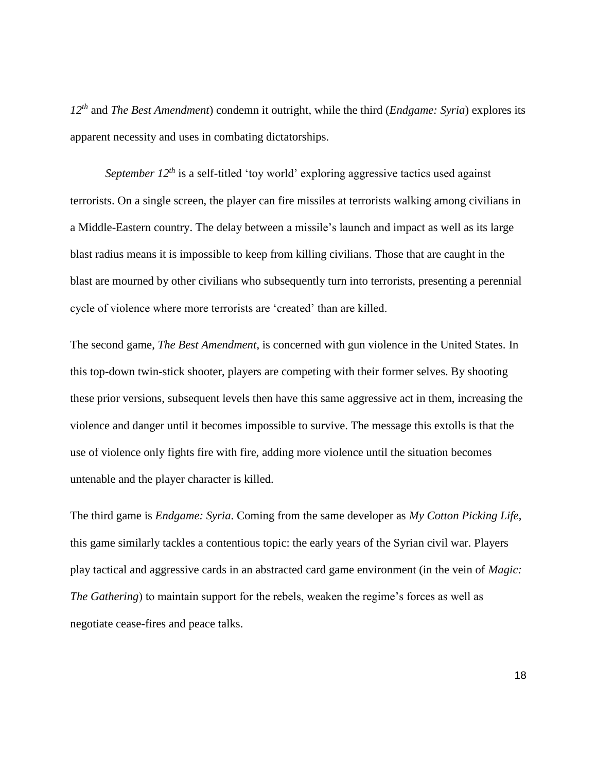*12th* and *The Best Amendment*) condemn it outright, while the third (*Endgame: Syria*) explores its apparent necessity and uses in combating dictatorships.

*September 12th* is a self-titled 'toy world' exploring aggressive tactics used against terrorists. On a single screen, the player can fire missiles at terrorists walking among civilians in a Middle-Eastern country. The delay between a missile's launch and impact as well as its large blast radius means it is impossible to keep from killing civilians. Those that are caught in the blast are mourned by other civilians who subsequently turn into terrorists, presenting a perennial cycle of violence where more terrorists are 'created' than are killed.

The second game, *The Best Amendment*, is concerned with gun violence in the United States. In this top-down twin-stick shooter, players are competing with their former selves. By shooting these prior versions, subsequent levels then have this same aggressive act in them, increasing the violence and danger until it becomes impossible to survive. The message this extolls is that the use of violence only fights fire with fire, adding more violence until the situation becomes untenable and the player character is killed.

The third game is *Endgame: Syria*. Coming from the same developer as *My Cotton Picking Life*, this game similarly tackles a contentious topic: the early years of the Syrian civil war. Players play tactical and aggressive cards in an abstracted card game environment (in the vein of *Magic: The Gathering*) to maintain support for the rebels, weaken the regime's forces as well as negotiate cease-fires and peace talks.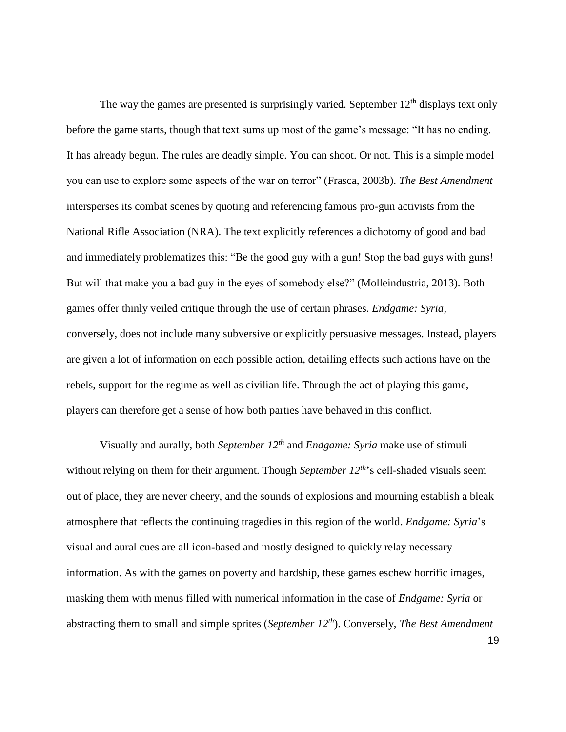The way the games are presented is surprisingly varied. September 12th displays text only before the game starts, though that text sums up most of the game's message: "It has no ending. It has already begun. The rules are deadly simple. You can shoot. Or not. This is a simple model you can use to explore some aspects of the war on terror" (Frasca, 2003b). *The Best Amendment* intersperses its combat scenes by quoting and referencing famous pro-gun activists from the National Rifle Association (NRA). The text explicitly references a dichotomy of good and bad and immediately problematizes this: "Be the good guy with a gun! Stop the bad guys with guns! But will that make you a bad guy in the eyes of somebody else?" (Molleindustria, 2013). Both games offer thinly veiled critique through the use of certain phrases. *Endgame: Syria*, conversely, does not include many subversive or explicitly persuasive messages. Instead, players are given a lot of information on each possible action, detailing effects such actions have on the rebels, support for the regime as well as civilian life. Through the act of playing this game, players can therefore get a sense of how both parties have behaved in this conflict.

Visually and aurally, both *September 12th* and *Endgame: Syria* make use of stimuli without relying on them for their argument. Though *September 12th*'s cell-shaded visuals seem out of place, they are never cheery, and the sounds of explosions and mourning establish a bleak atmosphere that reflects the continuing tragedies in this region of the world. *Endgame: Syria*'s visual and aural cues are all icon-based and mostly designed to quickly relay necessary information. As with the games on poverty and hardship, these games eschew horrific images, masking them with menus filled with numerical information in the case of *Endgame: Syria* or abstracting them to small and simple sprites (*September 12th*). Conversely, *The Best Amendment*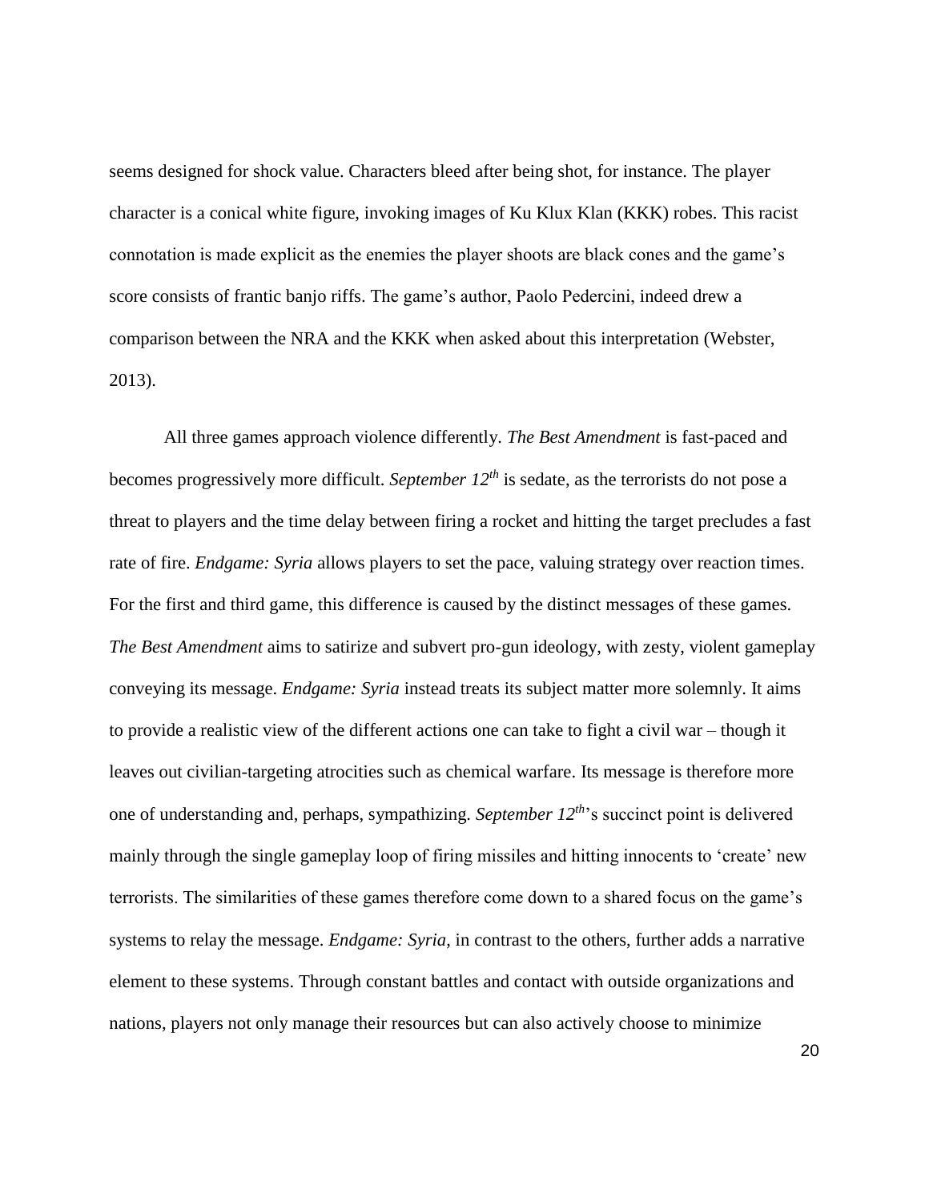seems designed for shock value. Characters bleed after being shot, for instance. The player character is a conical white figure, invoking images of Ku Klux Klan (KKK) robes. This racist connotation is made explicit as the enemies the player shoots are black cones and the game's score consists of frantic banjo riffs. The game's author, Paolo Pedercini, indeed drew a comparison between the NRA and the KKK when asked about this interpretation (Webster, 2013).

All three games approach violence differently. *The Best Amendment* is fast-paced and becomes progressively more difficult. *September 12th* is sedate, as the terrorists do not pose a threat to players and the time delay between firing a rocket and hitting the target precludes a fast rate of fire. *Endgame: Syria* allows players to set the pace, valuing strategy over reaction times. For the first and third game, this difference is caused by the distinct messages of these games. *The Best Amendment* aims to satirize and subvert pro-gun ideology, with zesty, violent gameplay conveying its message. *Endgame: Syria* instead treats its subject matter more solemnly. It aims to provide a realistic view of the different actions one can take to fight a civil war – though it leaves out civilian-targeting atrocities such as chemical warfare. Its message is therefore more one of understanding and, perhaps, sympathizing. *September 12th*'s succinct point is delivered mainly through the single gameplay loop of firing missiles and hitting innocents to 'create' new terrorists. The similarities of these games therefore come down to a shared focus on the game's systems to relay the message. *Endgame: Syria*, in contrast to the others, further adds a narrative element to these systems. Through constant battles and contact with outside organizations and nations, players not only manage their resources but can also actively choose to minimize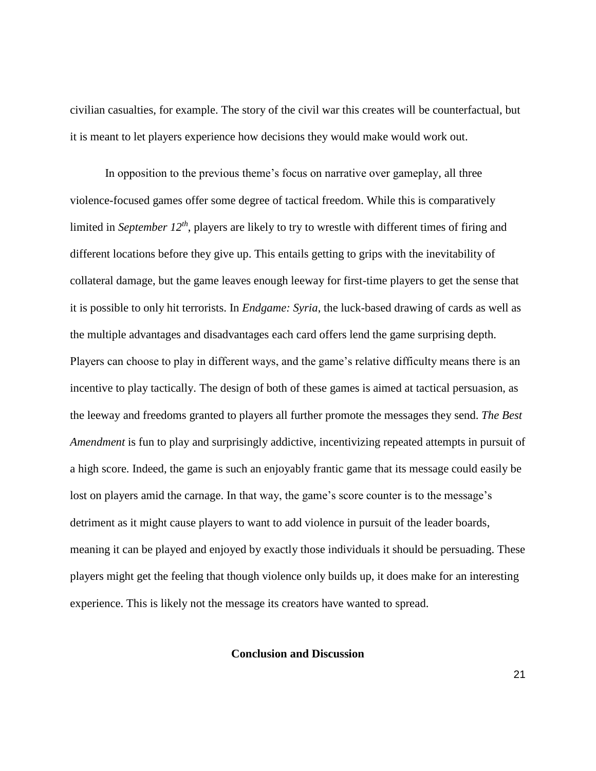civilian casualties, for example. The story of the civil war this creates will be counterfactual, but it is meant to let players experience how decisions they would make would work out.

In opposition to the previous theme's focus on narrative over gameplay, all three violence-focused games offer some degree of tactical freedom. While this is comparatively limited in *September 12th*, players are likely to try to wrestle with different times of firing and different locations before they give up. This entails getting to grips with the inevitability of collateral damage, but the game leaves enough leeway for first-time players to get the sense that it is possible to only hit terrorists. In *Endgame: Syria*, the luck-based drawing of cards as well as the multiple advantages and disadvantages each card offers lend the game surprising depth. Players can choose to play in different ways, and the game's relative difficulty means there is an incentive to play tactically. The design of both of these games is aimed at tactical persuasion, as the leeway and freedoms granted to players all further promote the messages they send. *The Best Amendment* is fun to play and surprisingly addictive, incentivizing repeated attempts in pursuit of a high score. Indeed, the game is such an enjoyably frantic game that its message could easily be lost on players amid the carnage. In that way, the game's score counter is to the message's detriment as it might cause players to want to add violence in pursuit of the leader boards, meaning it can be played and enjoyed by exactly those individuals it should be persuading. These players might get the feeling that though violence only builds up, it does make for an interesting experience. This is likely not the message its creators have wanted to spread.

## Conclusion and Discussion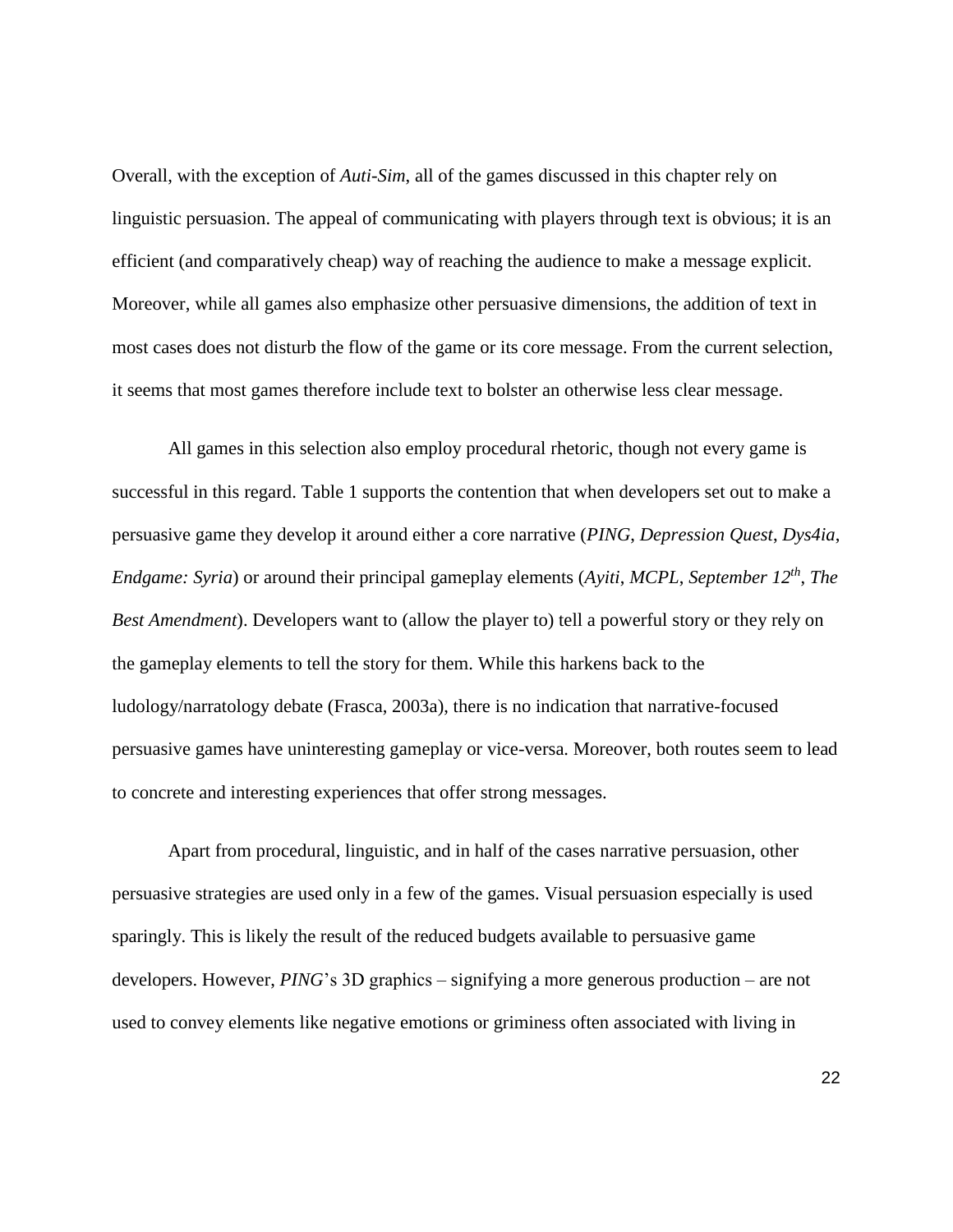Overall, with the exception of *Auti-Sim*, all of the games discussed in this chapter rely on linguistic persuasion. The appeal of communicating with players through text is obvious; it is an efficient (and comparatively cheap) way of reaching the audience to make a message explicit. Moreover, while all games also emphasize other persuasive dimensions, the addition of text in most cases does not disturb the flow of the game or its core message. From the current selection, it seems that most games therefore include text to bolster an otherwise less clear message.

All games in this selection also employ procedural rhetoric, though not every game is successful in this regard. Table 1 supports the contention that when developers set out to make a persuasive game they develop it around either a core narrative (*PING*, *Depression Quest*, *Dys4ia*, *Endgame: Syria*) or around their principal gameplay elements (*Ayiti*, *MCPL*, *September 12th*, *The Best Amendment*). Developers want to (allow the player to) tell a powerful story or they rely on the gameplay elements to tell the story for them. While this harkens back to the ludology/narratology debate (Frasca, 2003a), there is no indication that narrative-focused persuasive games have uninteresting gameplay or vice-versa. Moreover, both routes seem to lead to concrete and interesting experiences that offer strong messages.

Apart from procedural, linguistic, and in half of the cases narrative persuasion, other persuasive strategies are used only in a few of the games. Visual persuasion especially is used sparingly. This is likely the result of the reduced budgets available to persuasive game developers. However, *PING*'s 3D graphics – signifying a more generous production – are not used to convey elements like negative emotions or griminess often associated with living in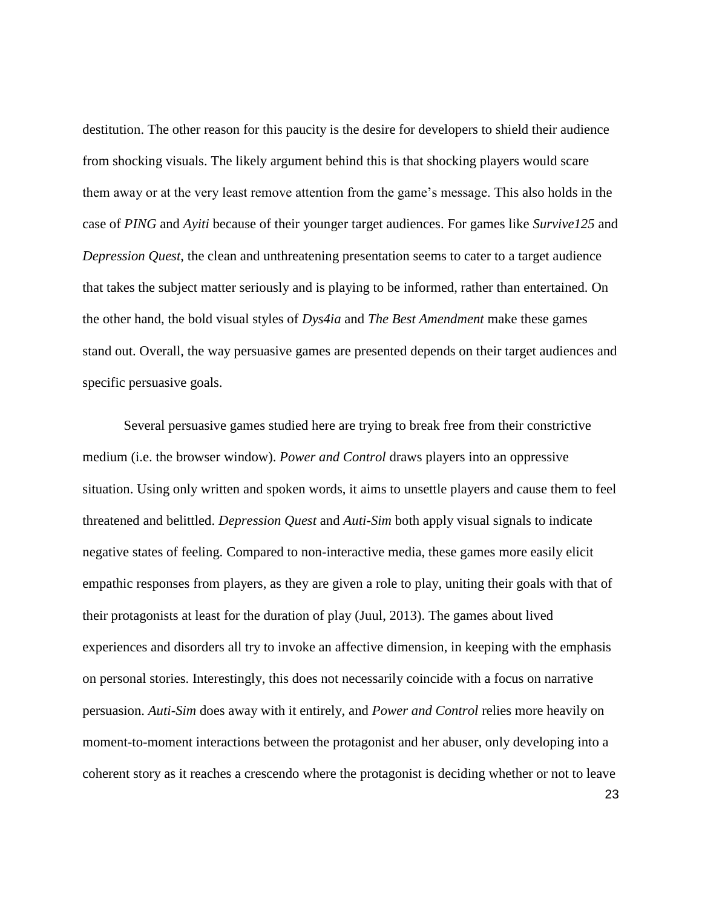destitution. The other reason for this paucity is the desire for developers to shield their audience from shocking visuals. The likely argument behind this is that shocking players would scare them away or at the very least remove attention from the game's message. This also holds in the case of *PING* and *Ayiti* because of their younger target audiences. For games like *Survive125* and *Depression Quest*, the clean and unthreatening presentation seems to cater to a target audience that takes the subject matter seriously and is playing to be informed, rather than entertained. On the other hand, the bold visual styles of *Dys4ia* and *The Best Amendment* make these games stand out. Overall, the way persuasive games are presented depends on their target audiences and specific persuasive goals.

Several persuasive games studied here are trying to break free from their constrictive medium (i.e. the browser window). *Power and Control* draws players into an oppressive situation. Using only written and spoken words, it aims to unsettle players and cause them to feel threatened and belittled. *Depression Quest* and *Auti-Sim* both apply visual signals to indicate negative states of feeling. Compared to non-interactive media, these games more easily elicit empathic responses from players, as they are given a role to play, uniting their goals with that of their protagonists at least for the duration of play (Juul, 2013). The games about lived experiences and disorders all try to invoke an affective dimension, in keeping with the emphasis on personal stories. Interestingly, this does not necessarily coincide with a focus on narrative persuasion. *Auti-Sim* does away with it entirely, and *Power and Control* relies more heavily on moment-to-moment interactions between the protagonist and her abuser, only developing into a coherent story as it reaches a crescendo where the protagonist is deciding whether or not to leave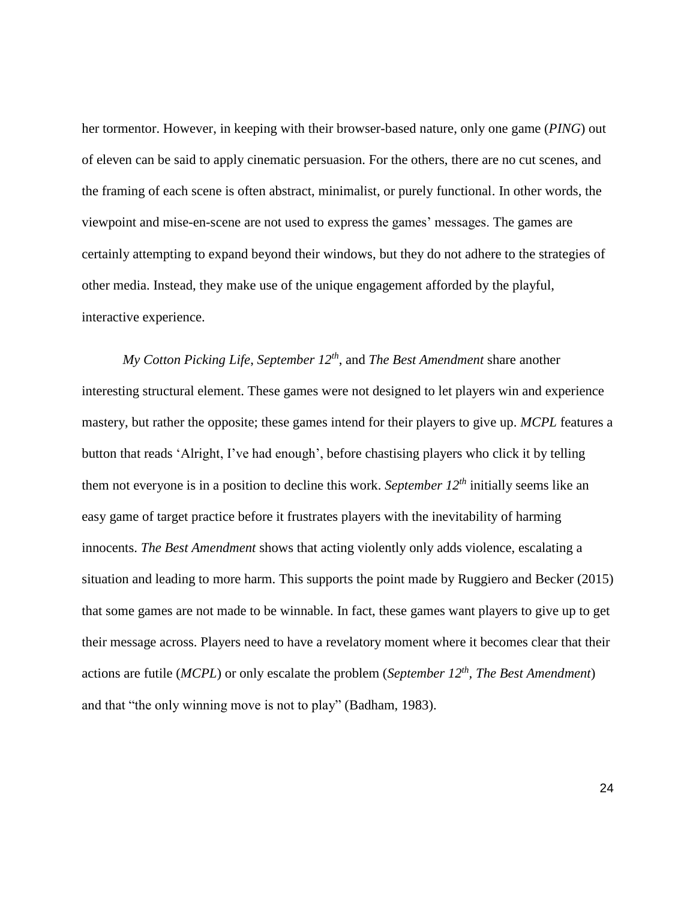her tormentor. However, in keeping with their browser-based nature, only one game (*PING*) out of eleven can be said to apply cinematic persuasion. For the others, there are no cut scenes, and the framing of each scene is often abstract, minimalist, or purely functional. In other words, the viewpoint and mise-en-scene are not used to express the games' messages. The games are certainly attempting to expand beyond their windows, but they do not adhere to the strategies of other media. Instead, they make use of the unique engagement afforded by the playful, interactive experience.

*My Cotton Picking Life*, *September 12th*, and *The Best Amendment* share another interesting structural element. These games were not designed to let players win and experience mastery, but rather the opposite; these games intend for their players to give up. *MCPL* features a button that reads 'Alright, I've had enough', before chastising players who click it by telling them not everyone is in a position to decline this work. *September 12th* initially seems like an easy game of target practice before it frustrates players with the inevitability of harming innocents. *The Best Amendment* shows that acting violently only adds violence, escalating a situation and leading to more harm. This supports the point made by Ruggiero and Becker (2015) that some games are not made to be winnable. In fact, these games want players to give up to get their message across. Players need to have a revelatory moment where it becomes clear that their actions are futile (*MCPL*) or only escalate the problem (*September 12th, The Best Amendment*) and that "the only winning move is not to play" (Badham, 1983).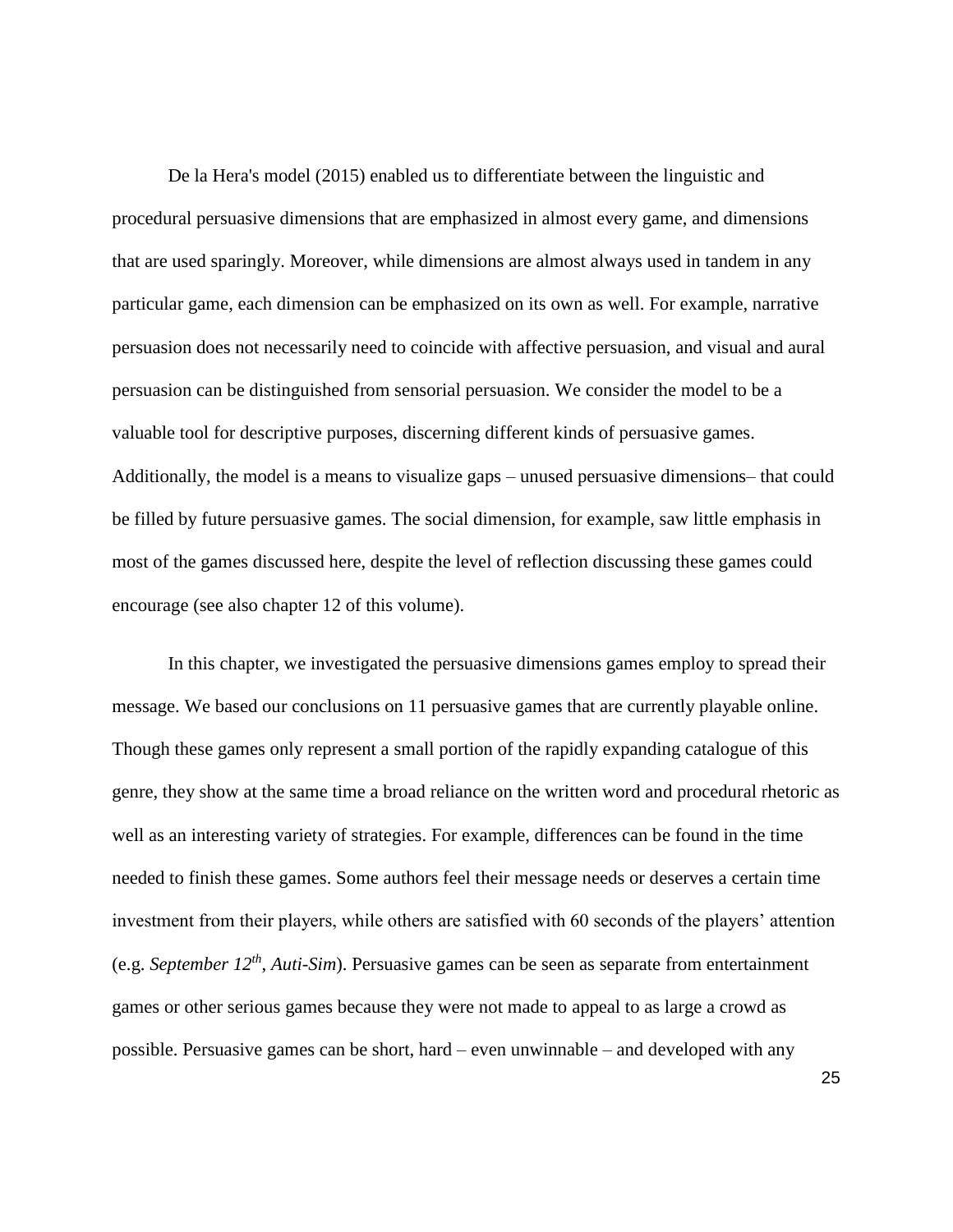De la Hera's model (2015) enabled us to differentiate between the linguistic and procedural persuasive dimensions that are emphasized in almost every game, and dimensions that are used sparingly. Moreover, while dimensions are almost always used in tandem in any particular game, each dimension can be emphasized on its own as well. For example, narrative persuasion does not necessarily need to coincide with affective persuasion, and visual and aural persuasion can be distinguished from sensorial persuasion. We consider the model to be a valuable tool for descriptive purposes, discerning different kinds of persuasive games. Additionally, the model is a means to visualize gaps – unused persuasive dimensions– that could be filled by future persuasive games. The social dimension, for example, saw little emphasis in most of the games discussed here, despite the level of reflection discussing these games could encourage (see also chapter 12 of this volume).

In this chapter, we investigated the persuasive dimensions games employ to spread their message. We based our conclusions on 11 persuasive games that are currently playable online. Though these games only represent a small portion of the rapidly expanding catalogue of this genre, they show at the same time a broad reliance on the written word and procedural rhetoric as well as an interesting variety of strategies. For example, differences can be found in the time needed to finish these games. Some authors feel their message needs or deserves a certain time investment from their players, while others are satisfied with 60 seconds of the players' attention (e.g. *September 12th*, *Auti-Sim*). Persuasive games can be seen as separate from entertainment games or other serious games because they were not made to appeal to as large a crowd as possible. Persuasive games can be short, hard – even unwinnable – and developed with any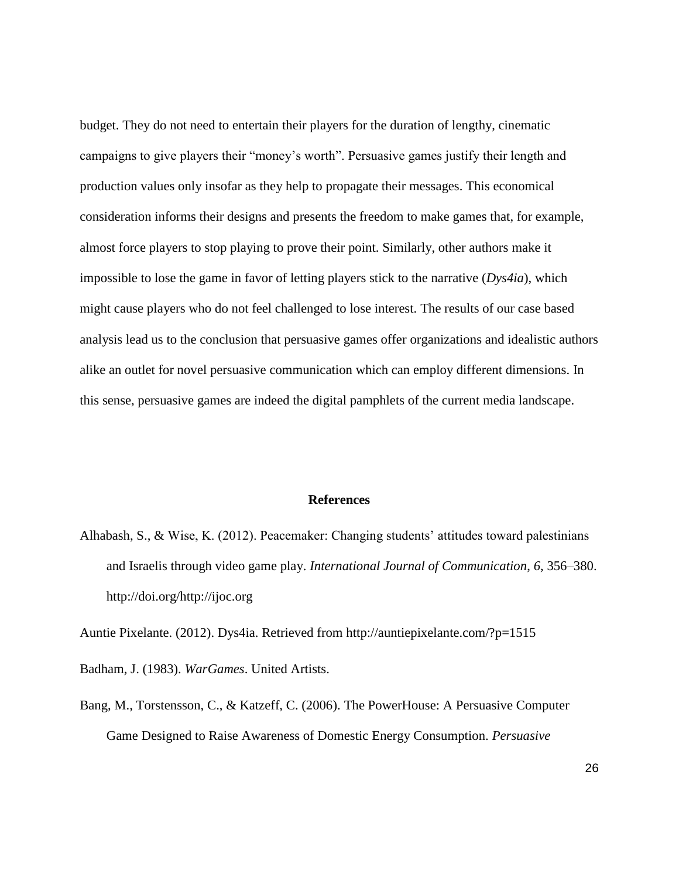budget. They do not need to entertain their players for the duration of lengthy, cinematic campaigns to give players their "money's worth". Persuasive games justify their length and production values only insofar as they help to propagate their messages. This economical consideration informs their designs and presents the freedom to make games that, for example, almost force players to stop playing to prove their point. Similarly, other authors make it impossible to lose the game in favor of letting players stick to the narrative (*Dys4ia*), which might cause players who do not feel challenged to lose interest. The results of our case based analysis lead us to the conclusion that persuasive games offer organizations and idealistic authors alike an outlet for novel persuasive communication which can employ different dimensions. In this sense, persuasive games are indeed the digital pamphlets of the current media landscape.

## References

Alhabash, S., & Wise, K. (2012). Peacemaker: Changing students' attitudes toward palestinians and Israelis through video game play. *International Journal of Communication*, *6*, 356–380. http://doi.org/http://ijoc.org

Auntie Pixelante. (2012). Dys4ia. Retrieved from http://auntiepixelante.com/?p=1515

Badham, J. (1983). *WarGames*. United Artists.

Bang, M., Torstensson, C., & Katzeff, C. (2006). The PowerHouse: A Persuasive Computer Game Designed to Raise Awareness of Domestic Energy Consumption. *Persuasive*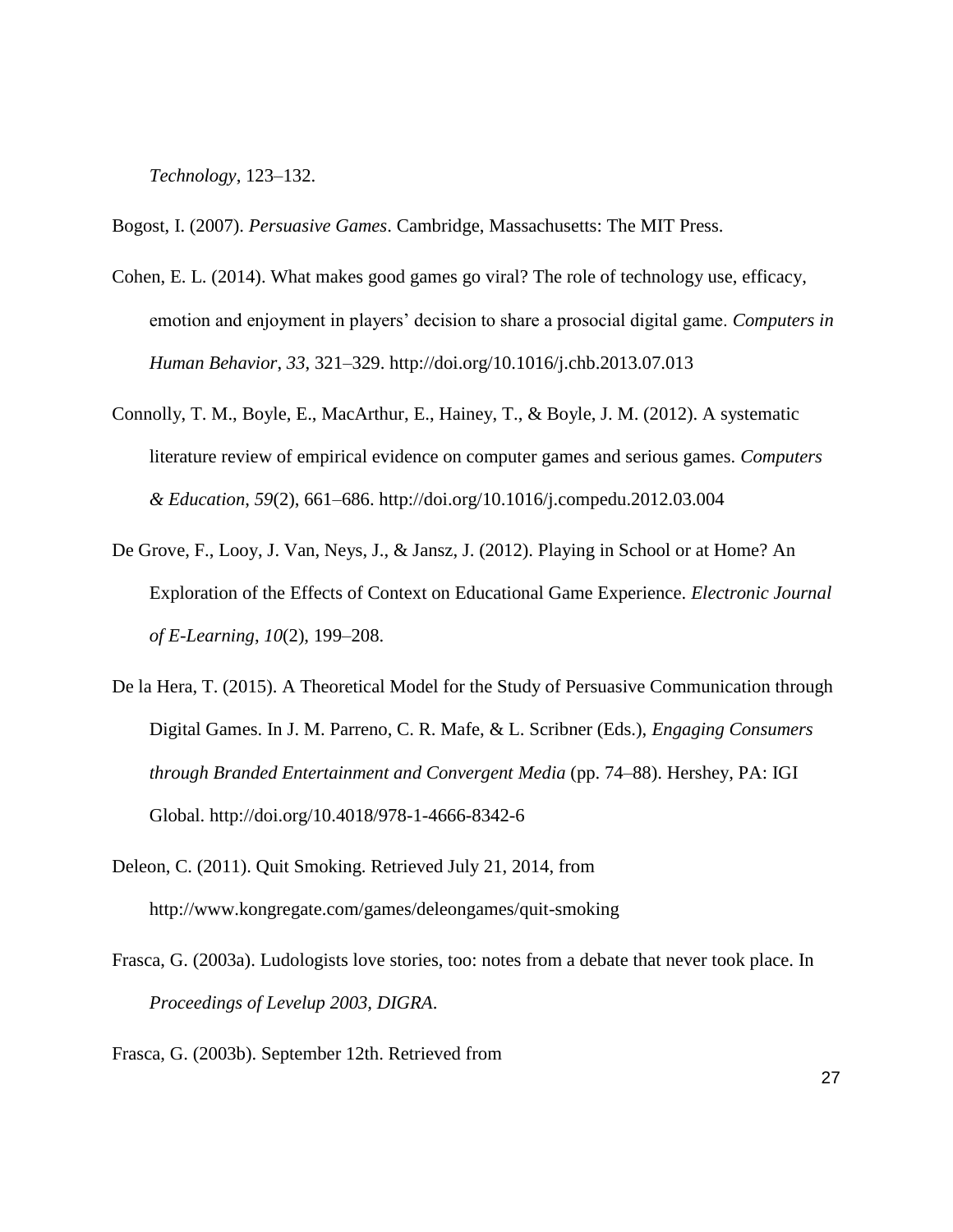*Technology*, 123–132.

Bogost, I. (2007). *Persuasive Games*. Cambridge, Massachusetts: The MIT Press.

Cohen, E. L. (2014). What makes good games go viral? The role of technology use, efficacy, emotion and enjoyment in players' decision to share a prosocial digital game. *Computers in Human Behavior*, *33*, 321–329. http://doi.org/10.1016/j.chb.2013.07.013

Connolly, T. M., Boyle, E., MacArthur, E., Hainey, T., & Boyle, J. M. (2012). A systematic literature review of empirical evidence on computer games and serious games. *Computers & Education*, *59*(2), 661–686. http://doi.org/10.1016/j.compedu.2012.03.004

De Grove, F., Looy, J. Van, Neys, J., & Jansz, J. (2012). Playing in School or at Home? An Exploration of the Effects of Context on Educational Game Experience. *Electronic Journal of E-Learning*, *10*(2), 199–208.

De la Hera, T. (2015). A Theoretical Model for the Study of Persuasive Communication through Digital Games. In J. M. Parreno, C. R. Mafe, & L. Scribner (Eds.), *Engaging Consumers through Branded Entertainment and Convergent Media* (pp. 74–88). Hershey, PA: IGI Global. http://doi.org/10.4018/978-1-4666-8342-6

Deleon, C. (2011). Quit Smoking. Retrieved July 21, 2014, from http://www.kongregate.com/games/deleongames/quit-smoking

Frasca, G. (2003a). Ludologists love stories, too: notes from a debate that never took place. In *Proceedings of Levelup 2003, DIGRA*.

Frasca, G. (2003b). September 12th. Retrieved from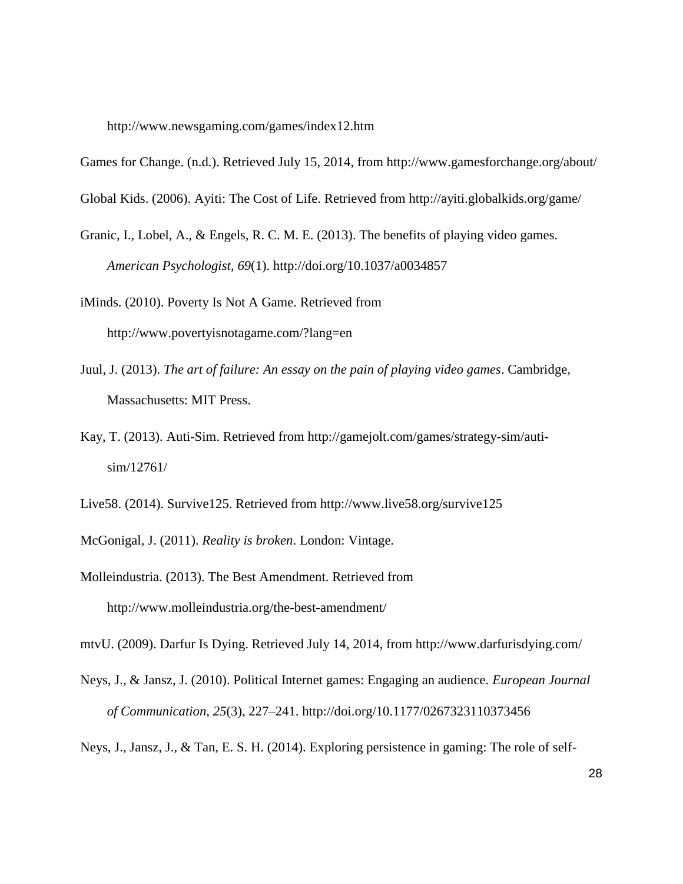http://www.newsgaming.com/games/index12.htm

Games for Change. (n.d.). Retrieved July 15, 2014, from http://www.gamesforchange.org/about/

Global Kids. (2006). Ayiti: The Cost of Life. Retrieved from http://ayiti.globalkids.org/game/

Granic, I., Lobel, A., & Engels, R. C. M. E. (2013). The benefits of playing video games. *American Psychologist*, *69*(1). http://doi.org/10.1037/a0034857

iMinds. (2010). Poverty Is Not A Game. Retrieved from http://www.povertyisnotagame.com/?lang=en

Juul, J. (2013). *The art of failure: An essay on the pain of playing video games*. Cambridge, Massachusetts: MIT Press.

Kay, T. (2013). Auti-Sim. Retrieved from http://gamejolt.com/games/strategy-sim/auti-sim/12761/

Live58. (2014). Survive125. Retrieved from http://www.live58.org/survive125

McGonigal, J. (2011). *Reality is broken*. London: Vintage.

Molleindustria. (2013). The Best Amendment. Retrieved from http://www.molleindustria.org/the-best-amendment/

mtvU. (2009). Darfur Is Dying. Retrieved July 14, 2014, from http://www.darfurisdying.com/

Neys, J., & Jansz, J. (2010). Political Internet games: Engaging an audience. *European Journal of Communication*, *25*(3), 227–241. http://doi.org/10.1177/0267323110373456

Neys, J., Jansz, J., & Tan, E. S. H. (2014). Exploring persistence in gaming: The role of self-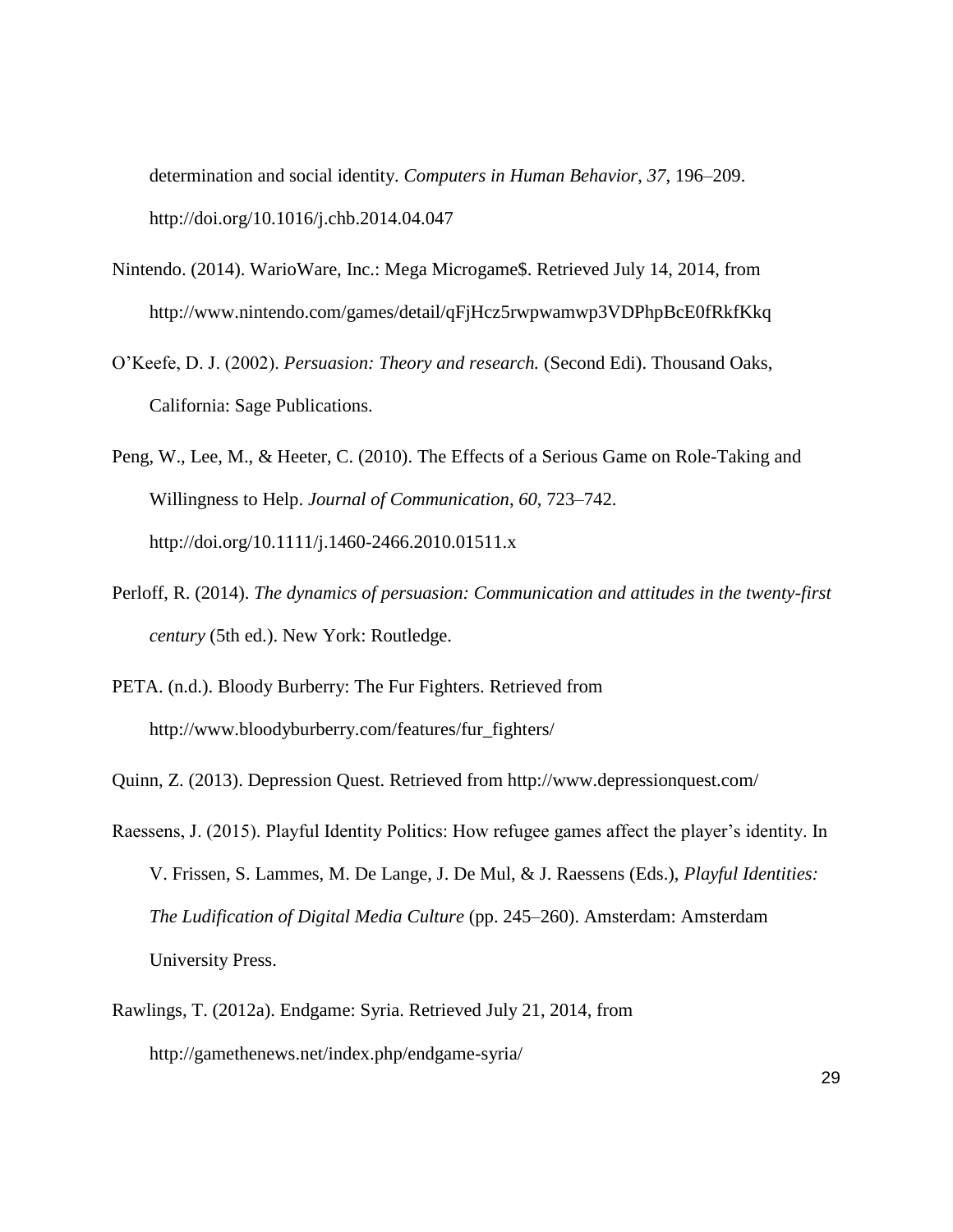determination and social identity. *Computers in Human Behavior*, *37*, 196–209. http://doi.org/10.1016/j.chb.2014.04.047

Nintendo. (2014). WarioWare, Inc.: Mega Microgame$. Retrieved July 14, 2014, from http://www.nintendo.com/games/detail/qFjHcz5rwpwamwp3VDPhpBcE0fRkfKkq

O'Keefe, D. J. (2002). *Persuasion: Theory and research.* (Second Edi). Thousand Oaks, California: Sage Publications.

Peng, W., Lee, M., & Heeter, C. (2010). The Effects of a Serious Game on Role-Taking and Willingness to Help. *Journal of Communication*, *60*, 723–742. http://doi.org/10.1111/j.1460-2466.2010.01511.x

Perloff, R. (2014). *The dynamics of persuasion: Communication and attitudes in the twenty-first century* (5th ed.). New York: Routledge.

PETA. (n.d.). Bloody Burberry: The Fur Fighters. Retrieved from http://www.bloodyburberry.com/features/fur_fighters/

Quinn, Z. (2013). Depression Quest. Retrieved from http://www.depressionquest.com/

Raessens, J. (2015). Playful Identity Politics: How refugee games affect the player's identity. In V. Frissen, S. Lammes, M. De Lange, J. De Mul, & J. Raessens (Eds.), *Playful Identities: The Ludification of Digital Media Culture* (pp. 245–260). Amsterdam: Amsterdam University Press.

Rawlings, T. (2012a). Endgame: Syria. Retrieved July 21, 2014, from http://gamethenews.net/index.php/endgame-syria/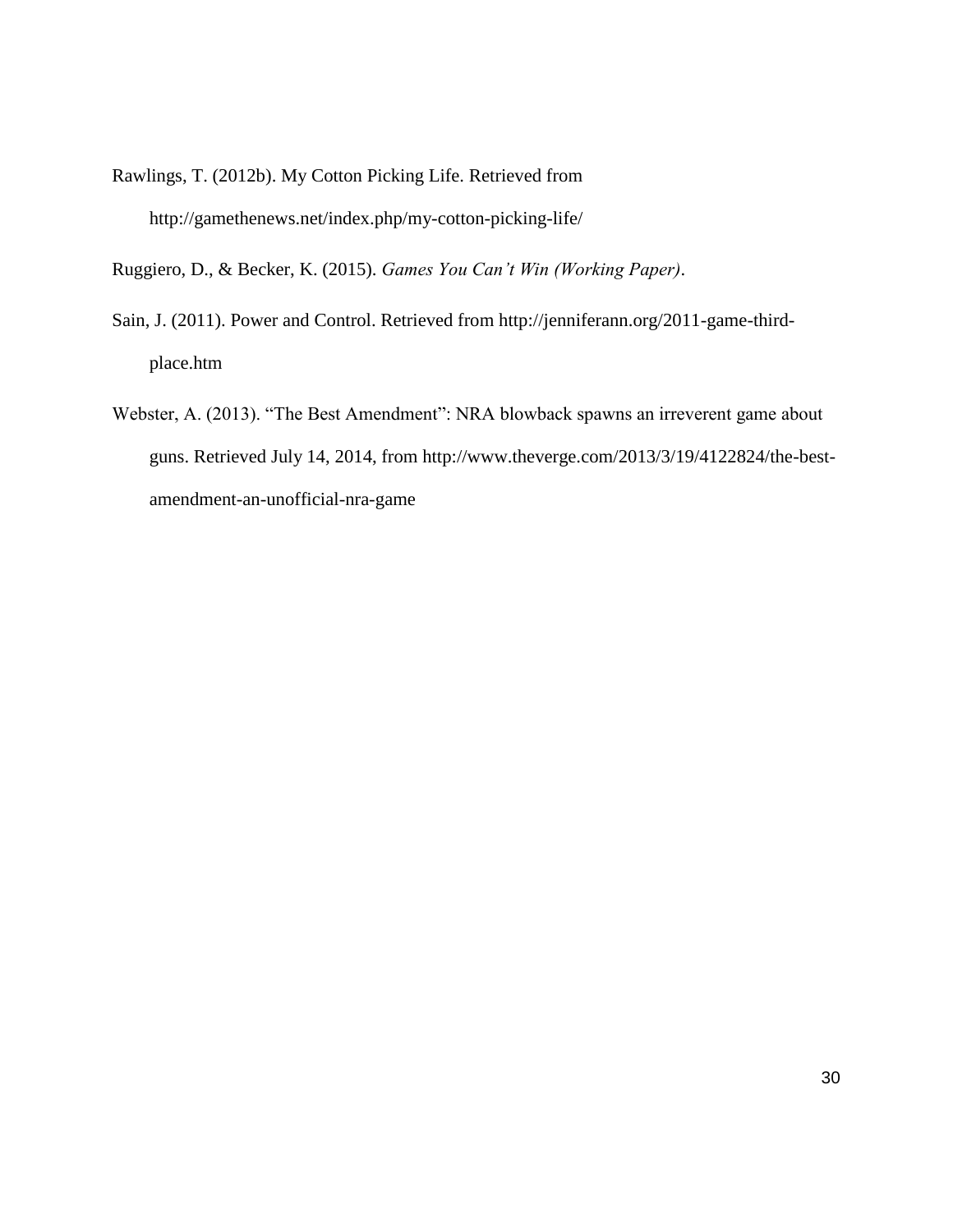Rawlings, T. (2012b). My Cotton Picking Life. Retrieved from http://gamethenews.net/index.php/my-cotton-picking-life/

Ruggiero, D., & Becker, K. (2015). *Games You Can't Win (Working Paper)*.

Sain, J. (2011). Power and Control. Retrieved from http://jenniferann.org/2011-game-third-place.htm

Webster, A. (2013). "The Best Amendment": NRA blowback spawns an irreverent game about guns. Retrieved July 14, 2014, from http://www.theverge.com/2013/3/19/4122824/the-best-amendment-an-unofficial-nra-game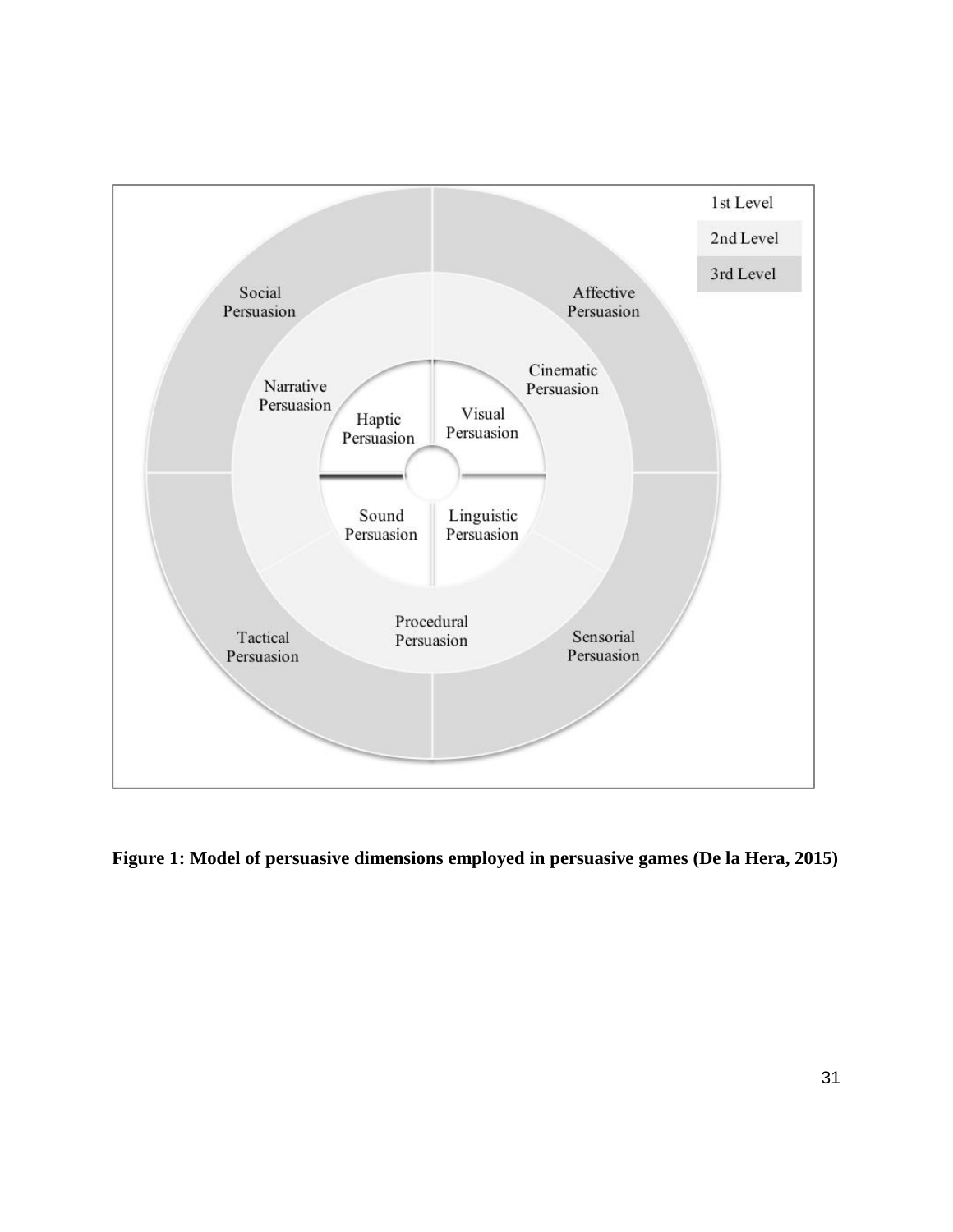**Figure 1: Model of persuasive dimensions employed in persuasive games (De la Hera, 2015)**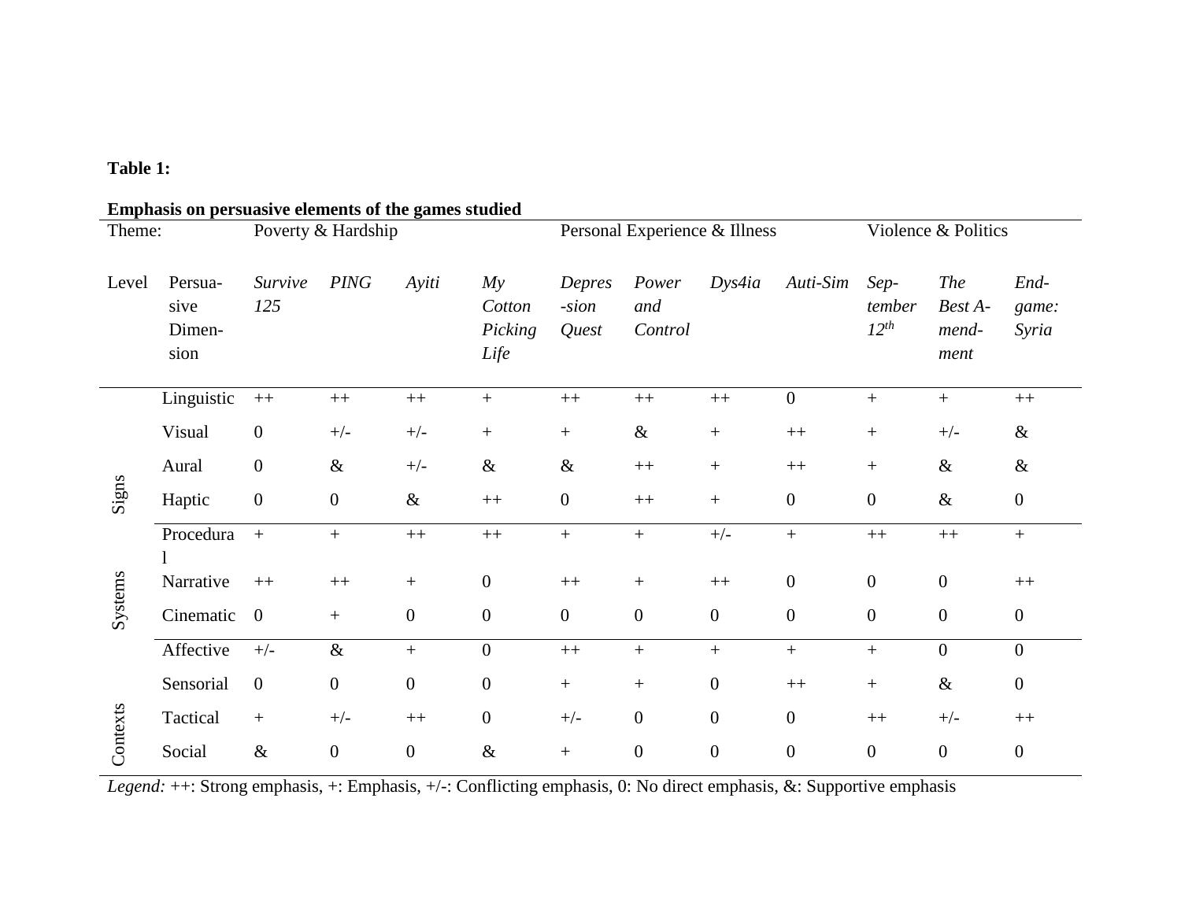**Table 1:**

**Emphasis on persuasive elements of the games studied**

| Theme: | | Poverty & Hardship | | | | Personal Experience & Illness | | | | Violence & Politics | | |
|---|---|---|---|---|---|---|---|---|---|---|---|---|
| Level | Persuasive Dimension | *Survive 125* | *PING* | *Ayiti* | *My Cotton Picking Life* | *Depression Quest* | *Power and Control* | *Dys4ia* | *Auti-Sim* | *September 12th* | *The Best Amendment* | *Endgame: Syria* |
| Signs | Linguistic | ++ | ++ | ++ | + | ++ | ++ | ++ | 0 | + | + | ++ |
| | Visual | 0 | +/- | +/- | + | + | & | + | ++ | + | +/- | & |
| | Aural | 0 | & | +/- | & | & | ++ | + | ++ | + | & | & |
| | Haptic | 0 | 0 | & | ++ | 0 | ++ | + | 0 | 0 | & | 0 |
| Systems | Procedural | + | + | ++ | ++ | + | + | +/- | + | ++ | ++ | + |
| | Narrative | ++ | ++ | + | 0 | ++ | + | ++ | 0 | 0 | 0 | ++ |
| | Cinematic | 0 | + | 0 | 0 | 0 | 0 | 0 | 0 | 0 | 0 | 0 |
| Contexts | Affective | +/- | & | + | 0 | ++ | + | + | + | + | 0 | 0 |
| | Sensorial | 0 | 0 | 0 | 0 | + | + | 0 | ++ | + | & | 0 |
| | Tactical | + | +/- | ++ | 0 | +/- | 0 | 0 | 0 | ++ | +/- | ++ |
| | Social | & | 0 | 0 | & | + | 0 | 0 | 0 | 0 | 0 | 0 |

*Legend:* ++: Strong emphasis, +: Emphasis, +/-: Conflicting emphasis, 0: No direct emphasis, &: Supportive emphasis